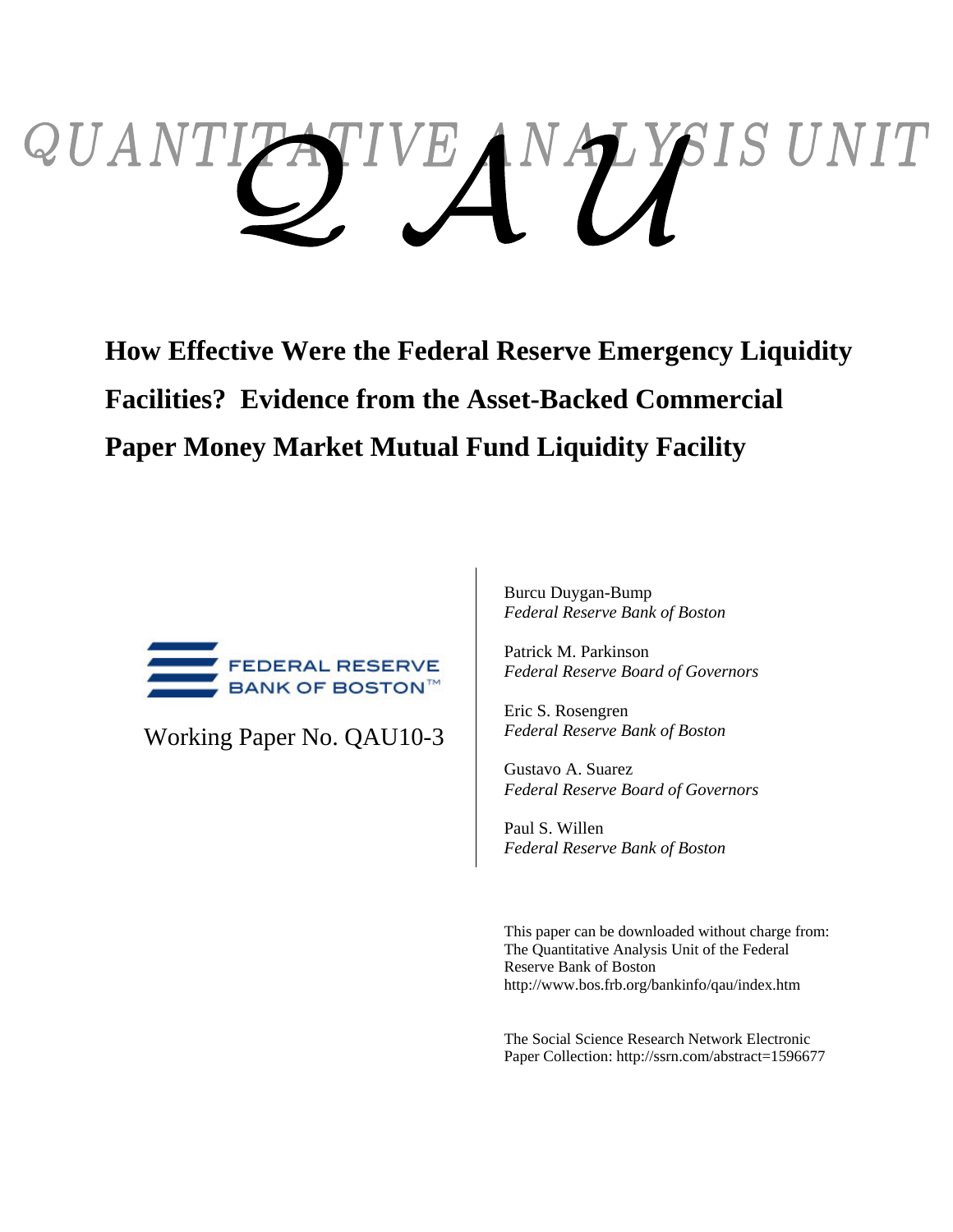# QUANTITATIVE ANALYSIS UNIT

# QAU

## How Effective Were the Federal Reserve Emergency Liquidity Facilities? Evidence from the Asset-Backed Commercial Paper Money Market Mutual Fund Liquidity Facility

FEDERAL RESERVE BANK OF BOSTON™

Working Paper No. QAU10-3

Burcu Duygan-Bump
*Federal Reserve Bank of Boston*

Patrick M. Parkinson
*Federal Reserve Board of Governors*

Eric S. Rosengren
*Federal Reserve Bank of Boston*

Gustavo A. Suarez
*Federal Reserve Board of Governors*

Paul S. Willen
*Federal Reserve Bank of Boston*

This paper can be downloaded without charge from:
The Quantitative Analysis Unit of the Federal Reserve Bank of Boston
http://www.bos.frb.org/bankinfo/qau/index.htm

The Social Science Research Network Electronic Paper Collection: http://ssrn.com/abstract=1596677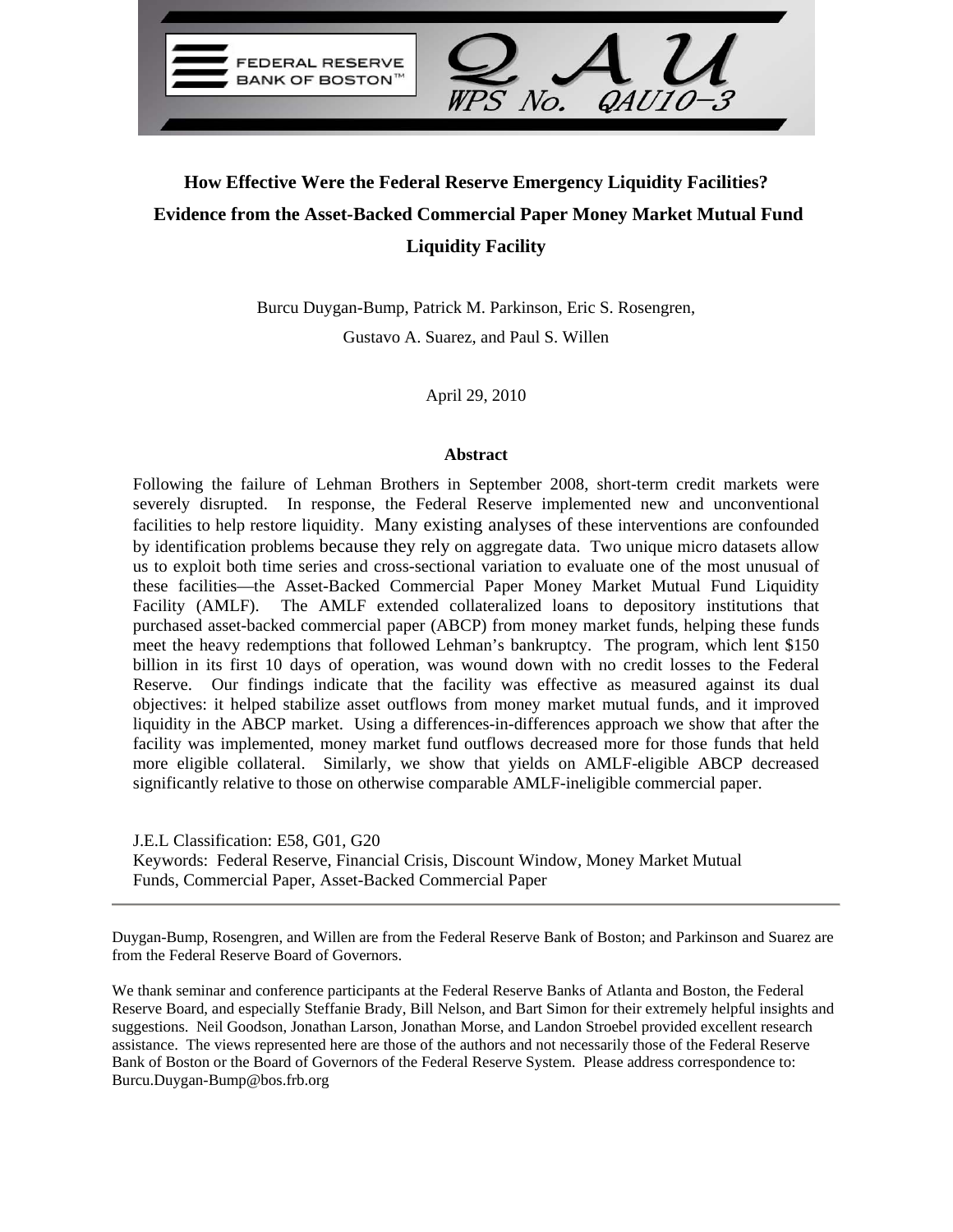Federal Reserve Bank of Boston

QAU WPS No. QAU10-3

# How Effective Were the Federal Reserve Emergency Liquidity Facilities? Evidence from the Asset-Backed Commercial Paper Money Market Mutual Fund Liquidity Facility

Burcu Duygan-Bump, Patrick M. Parkinson, Eric S. Rosengren, Gustavo A. Suarez, and Paul S. Willen

April 29, 2010

## Abstract

Following the failure of Lehman Brothers in September 2008, short-term credit markets were severely disrupted. In response, the Federal Reserve implemented new and unconventional facilities to help restore liquidity. Many existing analyses of these interventions are confounded by identification problems because they rely on aggregate data. Two unique micro datasets allow us to exploit both time series and cross-sectional variation to evaluate one of the most unusual of these facilities—the Asset-Backed Commercial Paper Money Market Mutual Fund Liquidity Facility (AMLF). The AMLF extended collateralized loans to depository institutions that purchased asset-backed commercial paper (ABCP) from money market funds, helping these funds meet the heavy redemptions that followed Lehman's bankruptcy. The program, which lent $150 billion in its first 10 days of operation, was wound down with no credit losses to the Federal Reserve. Our findings indicate that the facility was effective as measured against its dual objectives: it helped stabilize asset outflows from money market mutual funds, and it improved liquidity in the ABCP market. Using a differences-in-differences approach we show that after the facility was implemented, money market fund outflows decreased more for those funds that held more eligible collateral. Similarly, we show that yields on AMLF-eligible ABCP decreased significantly relative to those on otherwise comparable AMLF-ineligible commercial paper.

J.E.L Classification: E58, G01, G20

Keywords: Federal Reserve, Financial Crisis, Discount Window, Money Market Mutual Funds, Commercial Paper, Asset-Backed Commercial Paper

---

Duygan-Bump, Rosengren, and Willen are from the Federal Reserve Bank of Boston; and Parkinson and Suarez are from the Federal Reserve Board of Governors.

We thank seminar and conference participants at the Federal Reserve Banks of Atlanta and Boston, the Federal Reserve Board, and especially Steffanie Brady, Bill Nelson, and Bart Simon for their extremely helpful insights and suggestions. Neil Goodson, Jonathan Larson, Jonathan Morse, and Landon Stroebel provided excellent research assistance. The views represented here are those of the authors and not necessarily those of the Federal Reserve Bank of Boston or the Board of Governors of the Federal Reserve System. Please address correspondence to: Burcu.Duygan-Bump@bos.frb.org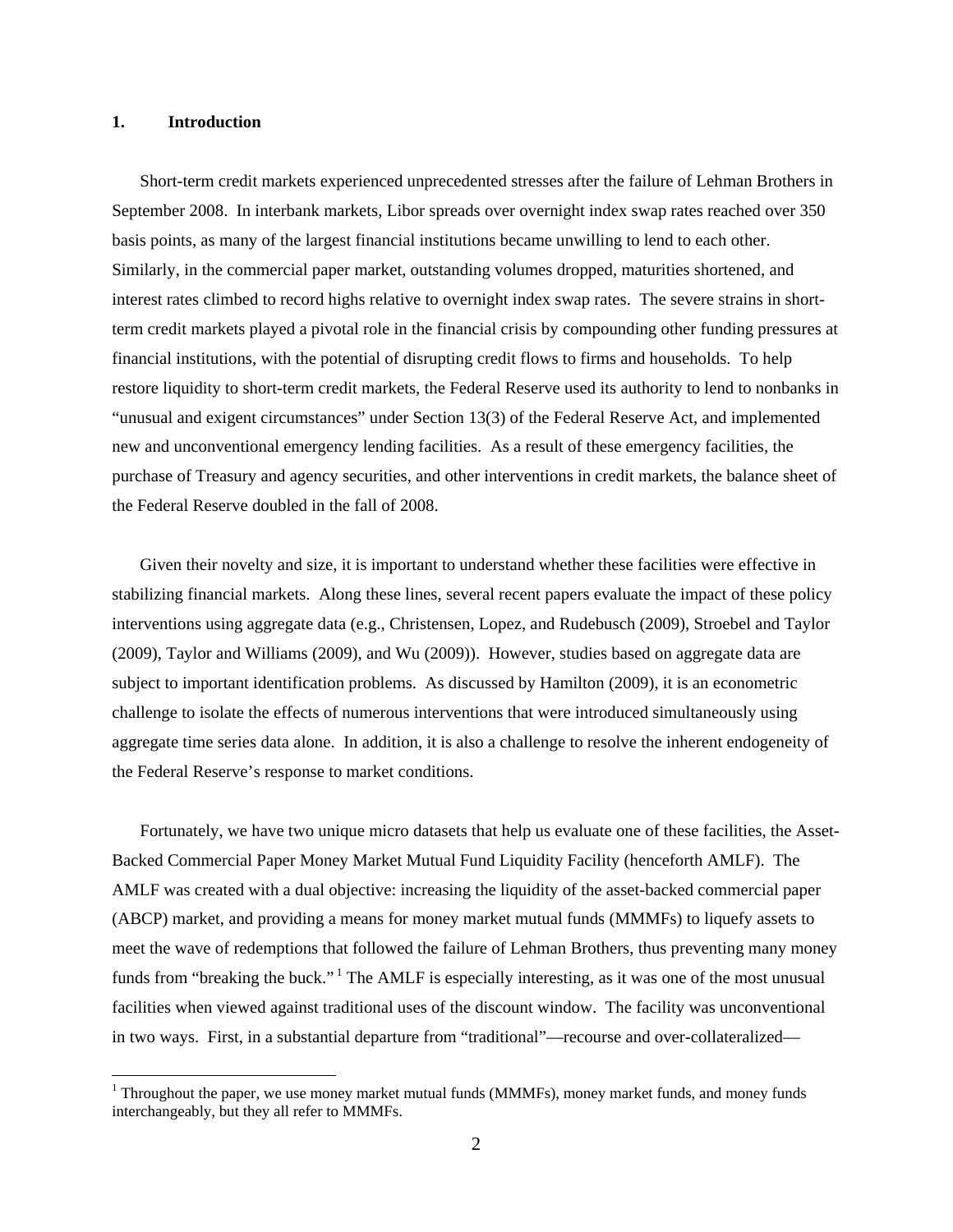## 1. Introduction

Short-term credit markets experienced unprecedented stresses after the failure of Lehman Brothers in September 2008. In interbank markets, Libor spreads over overnight index swap rates reached over 350 basis points, as many of the largest financial institutions became unwilling to lend to each other. Similarly, in the commercial paper market, outstanding volumes dropped, maturities shortened, and interest rates climbed to record highs relative to overnight index swap rates. The severe strains in short-term credit markets played a pivotal role in the financial crisis by compounding other funding pressures at financial institutions, with the potential of disrupting credit flows to firms and households. To help restore liquidity to short-term credit markets, the Federal Reserve used its authority to lend to nonbanks in "unusual and exigent circumstances" under Section 13(3) of the Federal Reserve Act, and implemented new and unconventional emergency lending facilities. As a result of these emergency facilities, the purchase of Treasury and agency securities, and other interventions in credit markets, the balance sheet of the Federal Reserve doubled in the fall of 2008.

Given their novelty and size, it is important to understand whether these facilities were effective in stabilizing financial markets. Along these lines, several recent papers evaluate the impact of these policy interventions using aggregate data (e.g., Christensen, Lopez, and Rudebusch (2009), Stroebel and Taylor (2009), Taylor and Williams (2009), and Wu (2009)). However, studies based on aggregate data are subject to important identification problems. As discussed by Hamilton (2009), it is an econometric challenge to isolate the effects of numerous interventions that were introduced simultaneously using aggregate time series data alone. In addition, it is also a challenge to resolve the inherent endogeneity of the Federal Reserve's response to market conditions.

Fortunately, we have two unique micro datasets that help us evaluate one of these facilities, the Asset-Backed Commercial Paper Money Market Mutual Fund Liquidity Facility (henceforth AMLF). The AMLF was created with a dual objective: increasing the liquidity of the asset-backed commercial paper (ABCP) market, and providing a means for money market mutual funds (MMMFs) to liquefy assets to meet the wave of redemptions that followed the failure of Lehman Brothers, thus preventing many money funds from "breaking the buck." [1] The AMLF is especially interesting, as it was one of the most unusual facilities when viewed against traditional uses of the discount window. The facility was unconventional in two ways. First, in a substantial departure from "traditional"—recourse and over-collateralized—

[1] Throughout the paper, we use money market mutual funds (MMMFs), money market funds, and money funds interchangeably, but they all refer to MMMFs.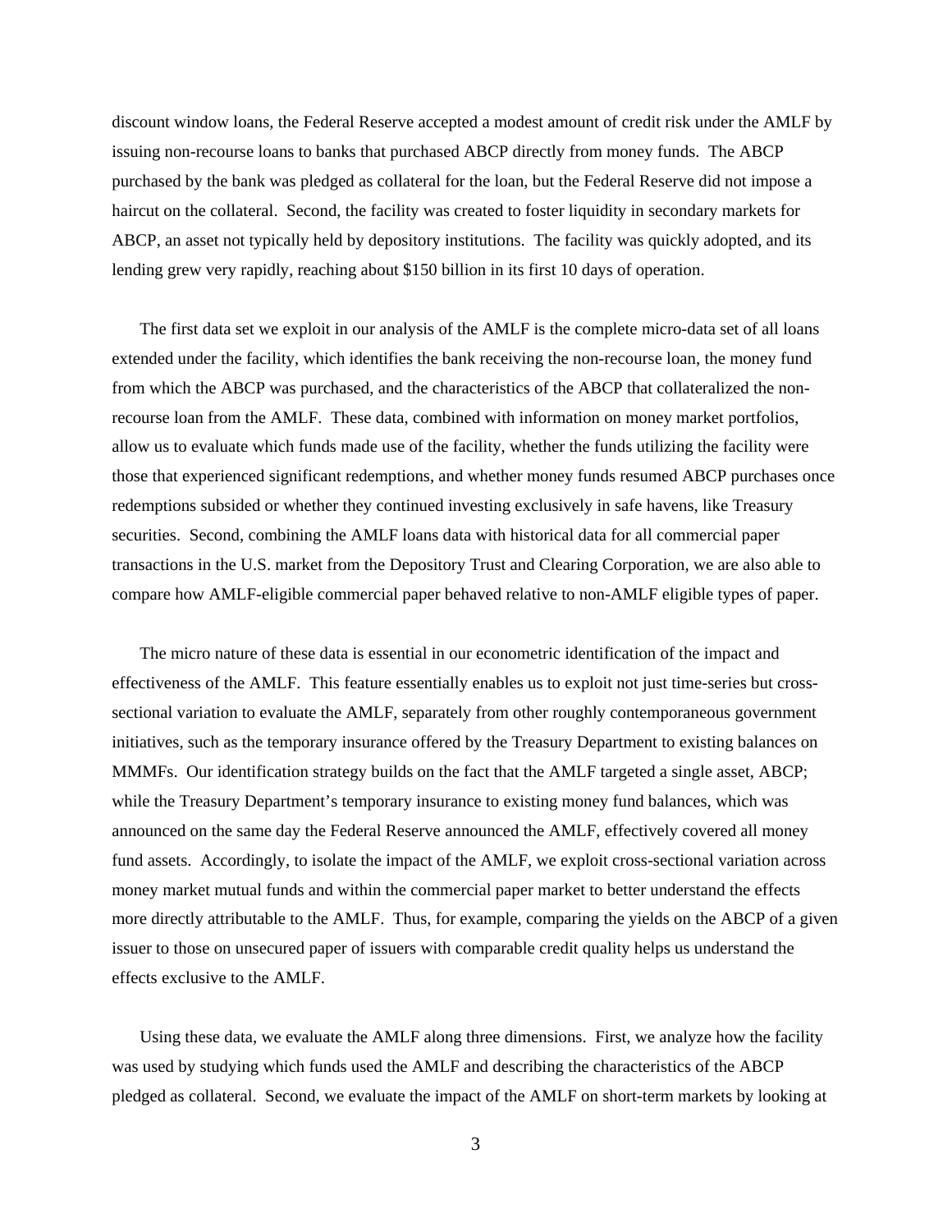discount window loans, the Federal Reserve accepted a modest amount of credit risk under the AMLF by issuing non-recourse loans to banks that purchased ABCP directly from money funds. The ABCP purchased by the bank was pledged as collateral for the loan, but the Federal Reserve did not impose a haircut on the collateral. Second, the facility was created to foster liquidity in secondary markets for ABCP, an asset not typically held by depository institutions. The facility was quickly adopted, and its lending grew very rapidly, reaching about $150 billion in its first 10 days of operation.

The first data set we exploit in our analysis of the AMLF is the complete micro-data set of all loans extended under the facility, which identifies the bank receiving the non-recourse loan, the money fund from which the ABCP was purchased, and the characteristics of the ABCP that collateralized the non-recourse loan from the AMLF. These data, combined with information on money market portfolios, allow us to evaluate which funds made use of the facility, whether the funds utilizing the facility were those that experienced significant redemptions, and whether money funds resumed ABCP purchases once redemptions subsided or whether they continued investing exclusively in safe havens, like Treasury securities. Second, combining the AMLF loans data with historical data for all commercial paper transactions in the U.S. market from the Depository Trust and Clearing Corporation, we are also able to compare how AMLF-eligible commercial paper behaved relative to non-AMLF eligible types of paper.

The micro nature of these data is essential in our econometric identification of the impact and effectiveness of the AMLF. This feature essentially enables us to exploit not just time-series but cross-sectional variation to evaluate the AMLF, separately from other roughly contemporaneous government initiatives, such as the temporary insurance offered by the Treasury Department to existing balances on MMMFs. Our identification strategy builds on the fact that the AMLF targeted a single asset, ABCP; while the Treasury Department's temporary insurance to existing money fund balances, which was announced on the same day the Federal Reserve announced the AMLF, effectively covered all money fund assets. Accordingly, to isolate the impact of the AMLF, we exploit cross-sectional variation across money market mutual funds and within the commercial paper market to better understand the effects more directly attributable to the AMLF. Thus, for example, comparing the yields on the ABCP of a given issuer to those on unsecured paper of issuers with comparable credit quality helps us understand the effects exclusive to the AMLF.

Using these data, we evaluate the AMLF along three dimensions. First, we analyze how the facility was used by studying which funds used the AMLF and describing the characteristics of the ABCP pledged as collateral. Second, we evaluate the impact of the AMLF on short-term markets by looking at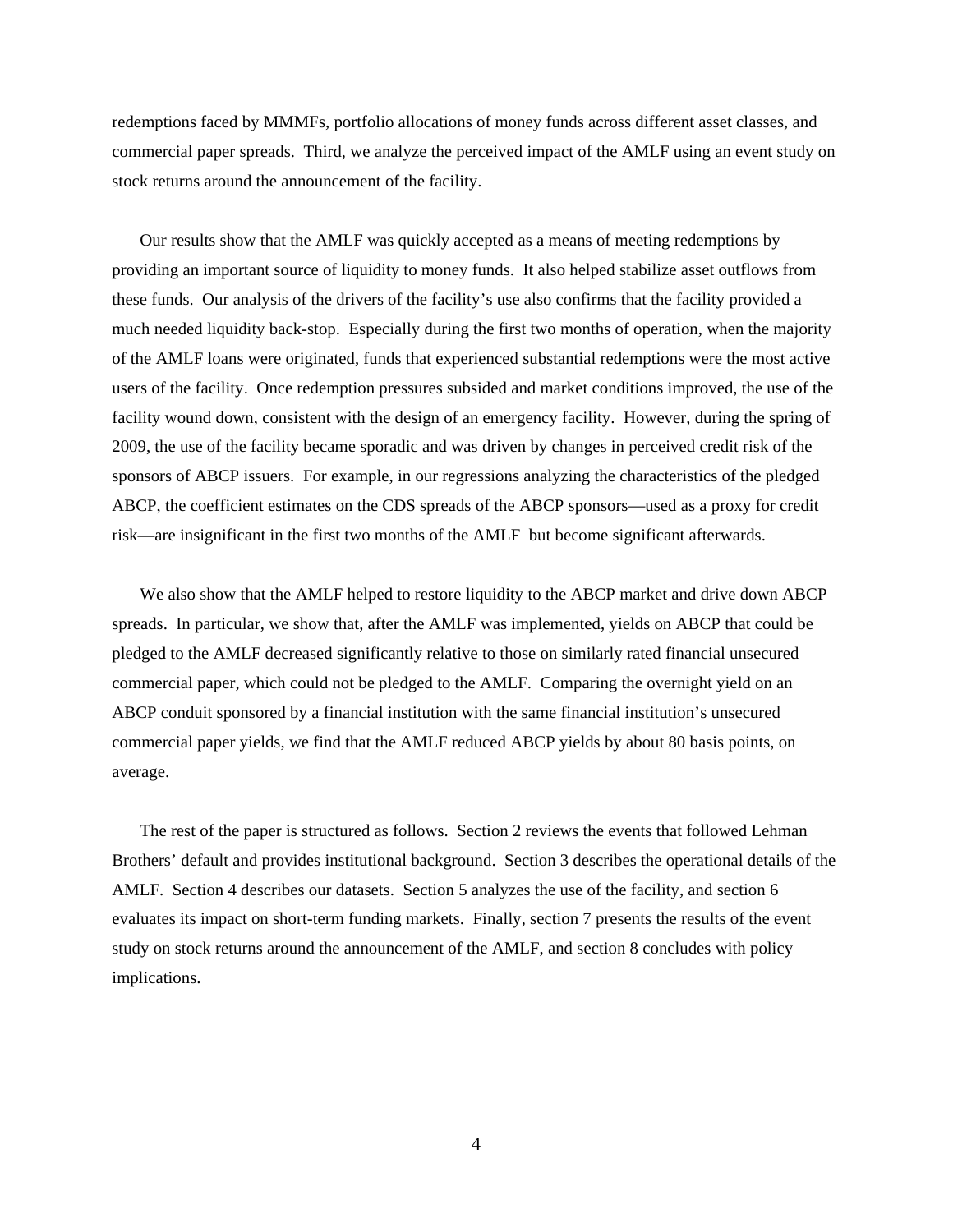redemptions faced by MMMFs, portfolio allocations of money funds across different asset classes, and commercial paper spreads. Third, we analyze the perceived impact of the AMLF using an event study on stock returns around the announcement of the facility.

Our results show that the AMLF was quickly accepted as a means of meeting redemptions by providing an important source of liquidity to money funds. It also helped stabilize asset outflows from these funds. Our analysis of the drivers of the facility's use also confirms that the facility provided a much needed liquidity back-stop. Especially during the first two months of operation, when the majority of the AMLF loans were originated, funds that experienced substantial redemptions were the most active users of the facility. Once redemption pressures subsided and market conditions improved, the use of the facility wound down, consistent with the design of an emergency facility. However, during the spring of 2009, the use of the facility became sporadic and was driven by changes in perceived credit risk of the sponsors of ABCP issuers. For example, in our regressions analyzing the characteristics of the pledged ABCP, the coefficient estimates on the CDS spreads of the ABCP sponsors—used as a proxy for credit risk—are insignificant in the first two months of the AMLF but become significant afterwards.

We also show that the AMLF helped to restore liquidity to the ABCP market and drive down ABCP spreads. In particular, we show that, after the AMLF was implemented, yields on ABCP that could be pledged to the AMLF decreased significantly relative to those on similarly rated financial unsecured commercial paper, which could not be pledged to the AMLF. Comparing the overnight yield on an ABCP conduit sponsored by a financial institution with the same financial institution's unsecured commercial paper yields, we find that the AMLF reduced ABCP yields by about 80 basis points, on average.

The rest of the paper is structured as follows. Section 2 reviews the events that followed Lehman Brothers' default and provides institutional background. Section 3 describes the operational details of the AMLF. Section 4 describes our datasets. Section 5 analyzes the use of the facility, and section 6 evaluates its impact on short-term funding markets. Finally, section 7 presents the results of the event study on stock returns around the announcement of the AMLF, and section 8 concludes with policy implications.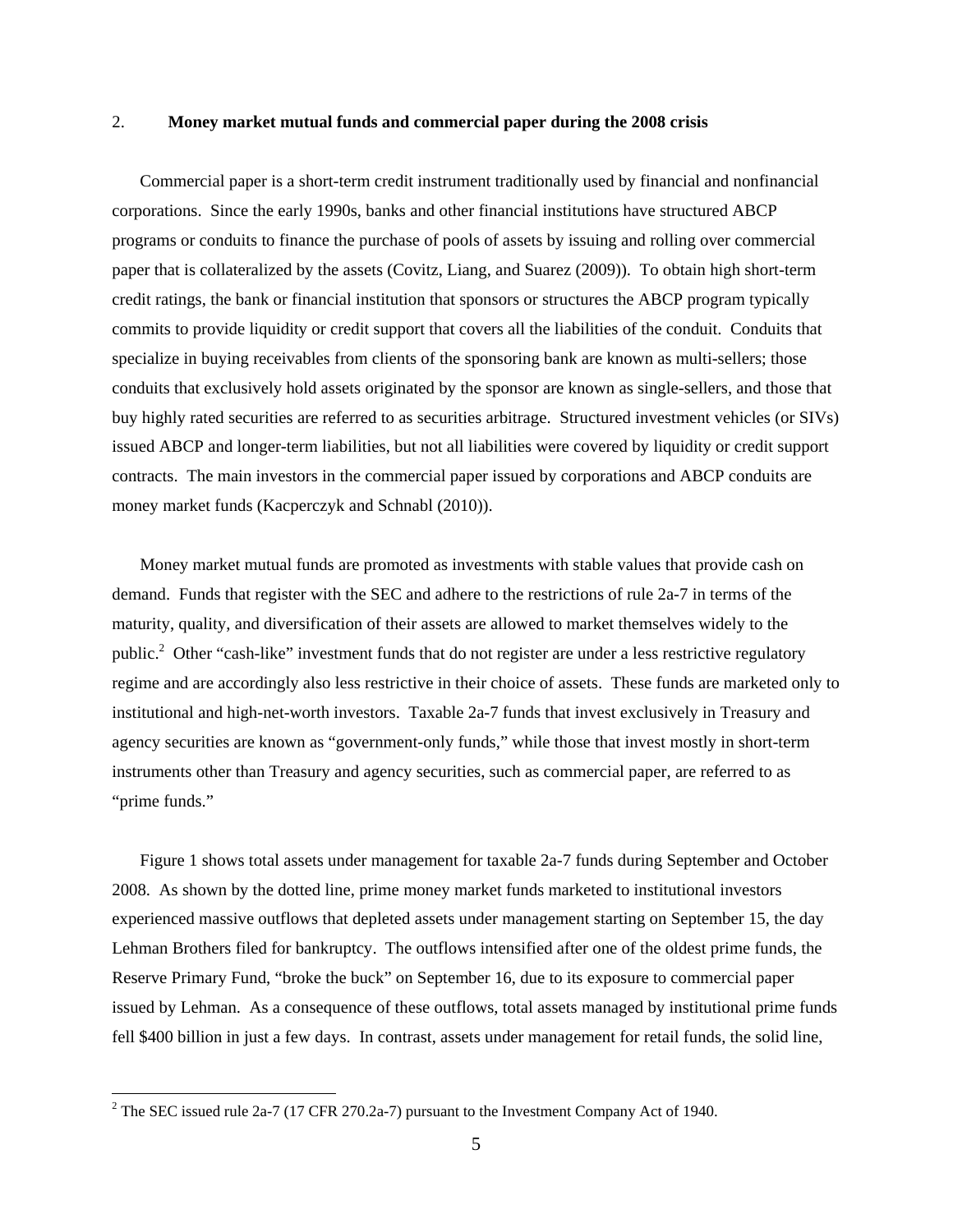## 2. Money market mutual funds and commercial paper during the 2008 crisis

Commercial paper is a short-term credit instrument traditionally used by financial and nonfinancial corporations. Since the early 1990s, banks and other financial institutions have structured ABCP programs or conduits to finance the purchase of pools of assets by issuing and rolling over commercial paper that is collateralized by the assets (Covitz, Liang, and Suarez (2009)). To obtain high short-term credit ratings, the bank or financial institution that sponsors or structures the ABCP program typically commits to provide liquidity or credit support that covers all the liabilities of the conduit. Conduits that specialize in buying receivables from clients of the sponsoring bank are known as multi-sellers; those conduits that exclusively hold assets originated by the sponsor are known as single-sellers, and those that buy highly rated securities are referred to as securities arbitrage. Structured investment vehicles (or SIVs) issued ABCP and longer-term liabilities, but not all liabilities were covered by liquidity or credit support contracts. The main investors in the commercial paper issued by corporations and ABCP conduits are money market funds (Kacperczyk and Schnabl (2010)).

Money market mutual funds are promoted as investments with stable values that provide cash on demand. Funds that register with the SEC and adhere to the restrictions of rule 2a-7 in terms of the maturity, quality, and diversification of their assets are allowed to market themselves widely to the public.[2] Other "cash-like" investment funds that do not register are under a less restrictive regulatory regime and are accordingly also less restrictive in their choice of assets. These funds are marketed only to institutional and high-net-worth investors. Taxable 2a-7 funds that invest exclusively in Treasury and agency securities are known as "government-only funds," while those that invest mostly in short-term instruments other than Treasury and agency securities, such as commercial paper, are referred to as "prime funds."

Figure 1 shows total assets under management for taxable 2a-7 funds during September and October 2008. As shown by the dotted line, prime money market funds marketed to institutional investors experienced massive outflows that depleted assets under management starting on September 15, the day Lehman Brothers filed for bankruptcy. The outflows intensified after one of the oldest prime funds, the Reserve Primary Fund, "broke the buck" on September 16, due to its exposure to commercial paper issued by Lehman. As a consequence of these outflows, total assets managed by institutional prime funds fell $400 billion in just a few days. In contrast, assets under management for retail funds, the solid line,

[2] The SEC issued rule 2a-7 (17 CFR 270.2a-7) pursuant to the Investment Company Act of 1940.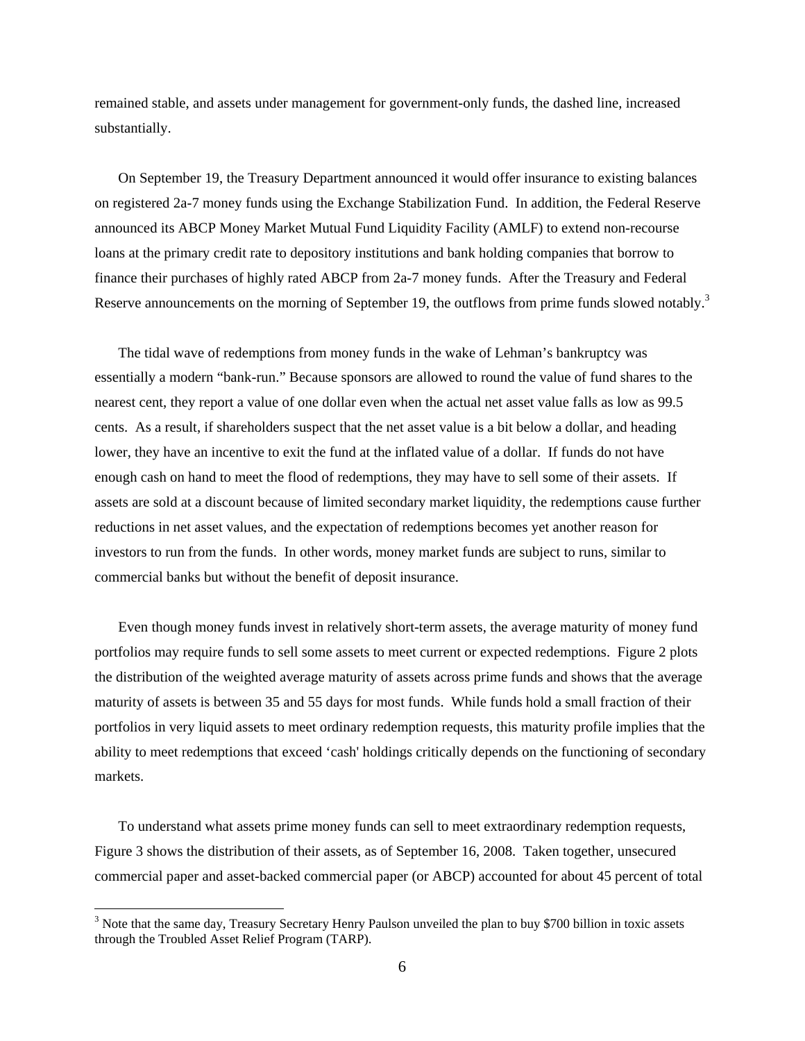remained stable, and assets under management for government-only funds, the dashed line, increased substantially.

On September 19, the Treasury Department announced it would offer insurance to existing balances on registered 2a-7 money funds using the Exchange Stabilization Fund. In addition, the Federal Reserve announced its ABCP Money Market Mutual Fund Liquidity Facility (AMLF) to extend non-recourse loans at the primary credit rate to depository institutions and bank holding companies that borrow to finance their purchases of highly rated ABCP from 2a-7 money funds. After the Treasury and Federal Reserve announcements on the morning of September 19, the outflows from prime funds slowed notably.[3]

The tidal wave of redemptions from money funds in the wake of Lehman's bankruptcy was essentially a modern "bank-run." Because sponsors are allowed to round the value of fund shares to the nearest cent, they report a value of one dollar even when the actual net asset value falls as low as 99.5 cents. As a result, if shareholders suspect that the net asset value is a bit below a dollar, and heading lower, they have an incentive to exit the fund at the inflated value of a dollar. If funds do not have enough cash on hand to meet the flood of redemptions, they may have to sell some of their assets. If assets are sold at a discount because of limited secondary market liquidity, the redemptions cause further reductions in net asset values, and the expectation of redemptions becomes yet another reason for investors to run from the funds. In other words, money market funds are subject to runs, similar to commercial banks but without the benefit of deposit insurance.

Even though money funds invest in relatively short-term assets, the average maturity of money fund portfolios may require funds to sell some assets to meet current or expected redemptions. Figure 2 plots the distribution of the weighted average maturity of assets across prime funds and shows that the average maturity of assets is between 35 and 55 days for most funds. While funds hold a small fraction of their portfolios in very liquid assets to meet ordinary redemption requests, this maturity profile implies that the ability to meet redemptions that exceed 'cash' holdings critically depends on the functioning of secondary markets.

To understand what assets prime money funds can sell to meet extraordinary redemption requests, Figure 3 shows the distribution of their assets, as of September 16, 2008. Taken together, unsecured commercial paper and asset-backed commercial paper (or ABCP) accounted for about 45 percent of total

[3] Note that the same day, Treasury Secretary Henry Paulson unveiled the plan to buy $700 billion in toxic assets through the Troubled Asset Relief Program (TARP).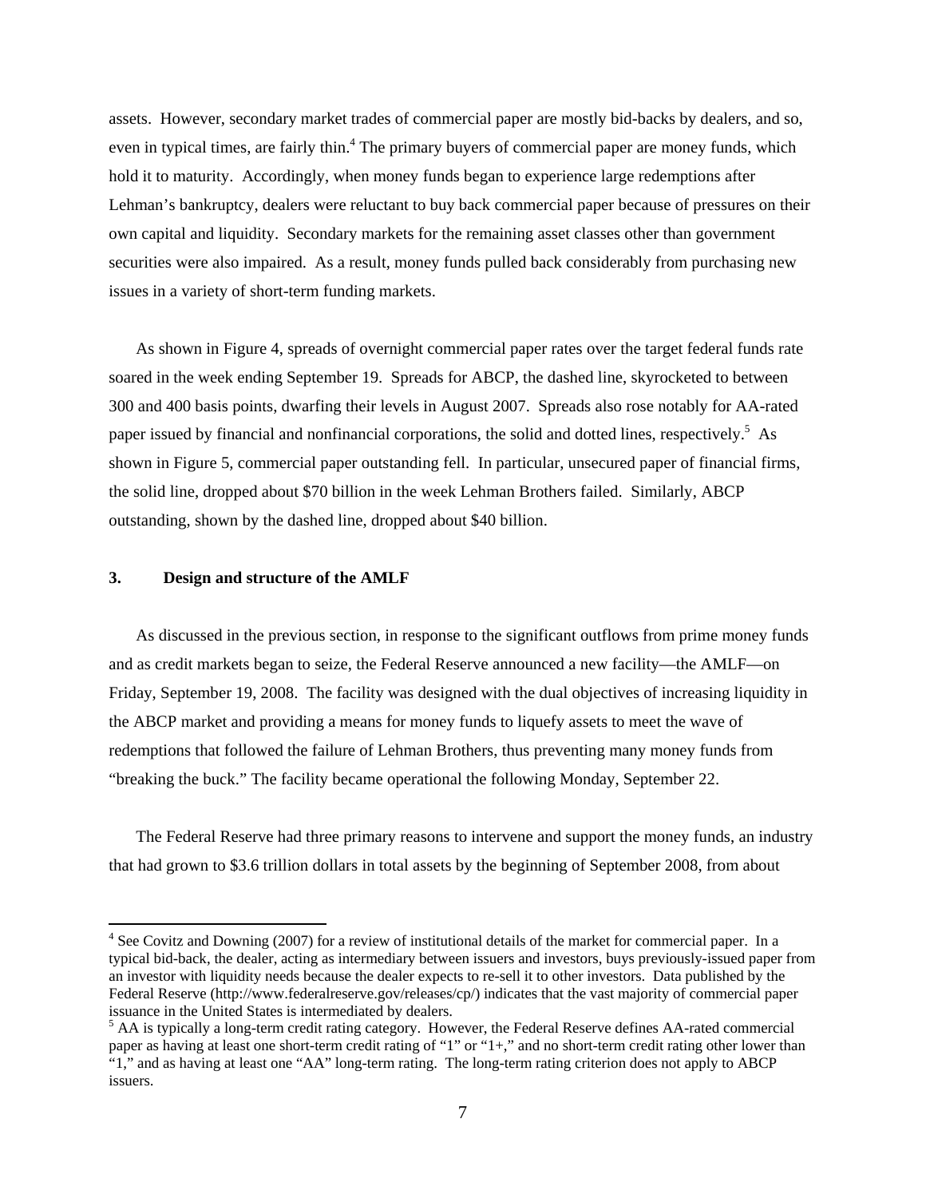assets. However, secondary market trades of commercial paper are mostly bid-backs by dealers, and so, even in typical times, are fairly thin.[4] The primary buyers of commercial paper are money funds, which hold it to maturity. Accordingly, when money funds began to experience large redemptions after Lehman's bankruptcy, dealers were reluctant to buy back commercial paper because of pressures on their own capital and liquidity. Secondary markets for the remaining asset classes other than government securities were also impaired. As a result, money funds pulled back considerably from purchasing new issues in a variety of short-term funding markets.

As shown in Figure 4, spreads of overnight commercial paper rates over the target federal funds rate soared in the week ending September 19. Spreads for ABCP, the dashed line, skyrocketed to between 300 and 400 basis points, dwarfing their levels in August 2007. Spreads also rose notably for AA-rated paper issued by financial and nonfinancial corporations, the solid and dotted lines, respectively.[5] As shown in Figure 5, commercial paper outstanding fell. In particular, unsecured paper of financial firms, the solid line, dropped about $70 billion in the week Lehman Brothers failed. Similarly, ABCP outstanding, shown by the dashed line, dropped about $40 billion.

## 3. Design and structure of the AMLF

As discussed in the previous section, in response to the significant outflows from prime money funds and as credit markets began to seize, the Federal Reserve announced a new facility—the AMLF—on Friday, September 19, 2008. The facility was designed with the dual objectives of increasing liquidity in the ABCP market and providing a means for money funds to liquefy assets to meet the wave of redemptions that followed the failure of Lehman Brothers, thus preventing many money funds from "breaking the buck." The facility became operational the following Monday, September 22.

The Federal Reserve had three primary reasons to intervene and support the money funds, an industry that had grown to $3.6 trillion dollars in total assets by the beginning of September 2008, from about

---

[4] See Covitz and Downing (2007) for a review of institutional details of the market for commercial paper. In a typical bid-back, the dealer, acting as intermediary between issuers and investors, buys previously-issued paper from an investor with liquidity needs because the dealer expects to re-sell it to other investors. Data published by the Federal Reserve (http://www.federalreserve.gov/releases/cp/) indicates that the vast majority of commercial paper issuance in the United States is intermediated by dealers.

[5] AA is typically a long-term credit rating category. However, the Federal Reserve defines AA-rated commercial paper as having at least one short-term credit rating of "1" or "1+," and no short-term credit rating other lower than "1," and as having at least one "AA" long-term rating. The long-term rating criterion does not apply to ABCP issuers.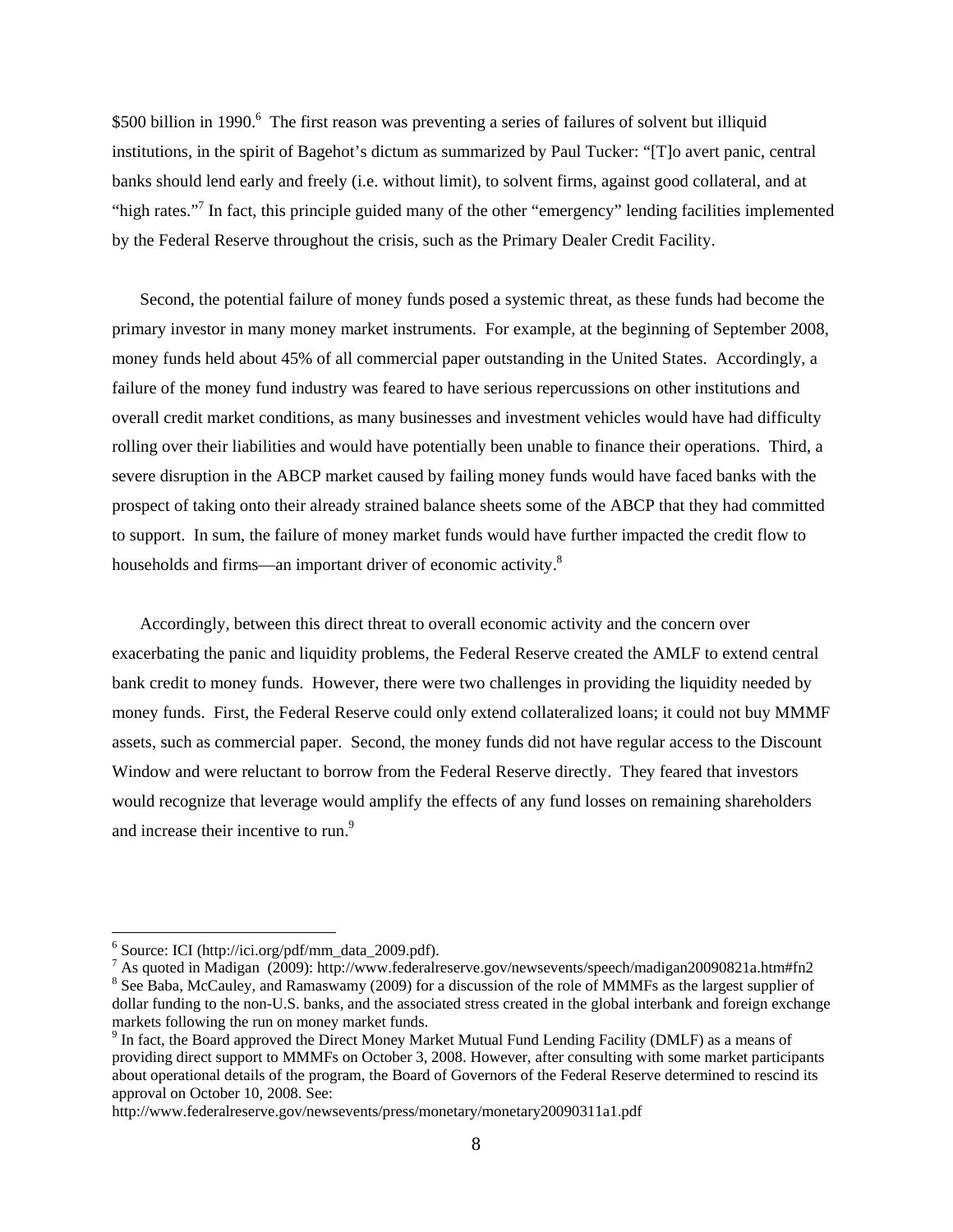$500 billion in 1990.[6] The first reason was preventing a series of failures of solvent but illiquid institutions, in the spirit of Bagehot's dictum as summarized by Paul Tucker: "[T]o avert panic, central banks should lend early and freely (i.e. without limit), to solvent firms, against good collateral, and at "high rates."[7] In fact, this principle guided many of the other "emergency" lending facilities implemented by the Federal Reserve throughout the crisis, such as the Primary Dealer Credit Facility.

Second, the potential failure of money funds posed a systemic threat, as these funds had become the primary investor in many money market instruments. For example, at the beginning of September 2008, money funds held about 45% of all commercial paper outstanding in the United States. Accordingly, a failure of the money fund industry was feared to have serious repercussions on other institutions and overall credit market conditions, as many businesses and investment vehicles would have had difficulty rolling over their liabilities and would have potentially been unable to finance their operations. Third, a severe disruption in the ABCP market caused by failing money funds would have faced banks with the prospect of taking onto their already strained balance sheets some of the ABCP that they had committed to support. In sum, the failure of money market funds would have further impacted the credit flow to households and firms—an important driver of economic activity.[8]

Accordingly, between this direct threat to overall economic activity and the concern over exacerbating the panic and liquidity problems, the Federal Reserve created the AMLF to extend central bank credit to money funds. However, there were two challenges in providing the liquidity needed by money funds. First, the Federal Reserve could only extend collateralized loans; it could not buy MMMF assets, such as commercial paper. Second, the money funds did not have regular access to the Discount Window and were reluctant to borrow from the Federal Reserve directly. They feared that investors would recognize that leverage would amplify the effects of any fund losses on remaining shareholders and increase their incentive to run.[9]

---

[6] Source: ICI (http://ici.org/pdf/mm_data_2009.pdf).

[7] As quoted in Madigan (2009): http://www.federalreserve.gov/newsevents/speech/madigan20090821a.htm#fn2

[8] See Baba, McCauley, and Ramaswamy (2009) for a discussion of the role of MMMFs as the largest supplier of dollar funding to the non-U.S. banks, and the associated stress created in the global interbank and foreign exchange markets following the run on money market funds.

[9] In fact, the Board approved the Direct Money Market Mutual Fund Lending Facility (DMLF) as a means of providing direct support to MMMFs on October 3, 2008. However, after consulting with some market participants about operational details of the program, the Board of Governors of the Federal Reserve determined to rescind its approval on October 10, 2008. See:

http://www.federalreserve.gov/newsevents/press/monetary/monetary20090311a1.pdf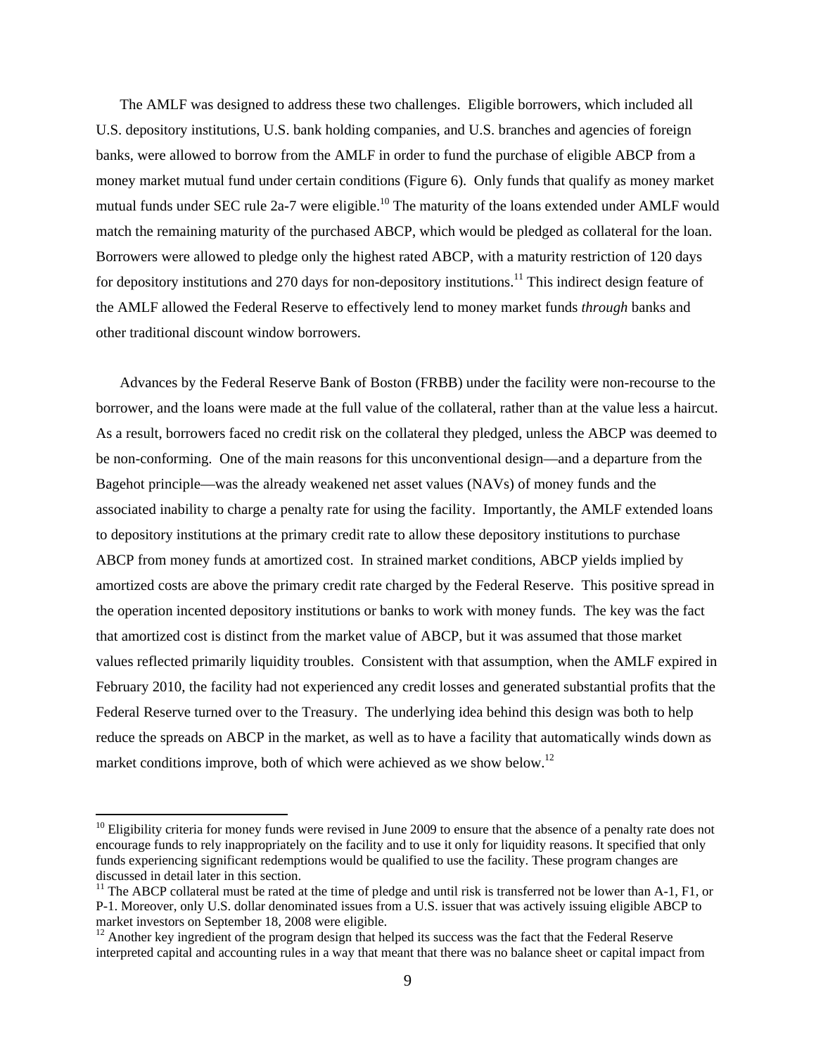The AMLF was designed to address these two challenges. Eligible borrowers, which included all U.S. depository institutions, U.S. bank holding companies, and U.S. branches and agencies of foreign banks, were allowed to borrow from the AMLF in order to fund the purchase of eligible ABCP from a money market mutual fund under certain conditions (Figure 6). Only funds that qualify as money market mutual funds under SEC rule 2a-7 were eligible.[10] The maturity of the loans extended under AMLF would match the remaining maturity of the purchased ABCP, which would be pledged as collateral for the loan. Borrowers were allowed to pledge only the highest rated ABCP, with a maturity restriction of 120 days for depository institutions and 270 days for non-depository institutions.[11] This indirect design feature of the AMLF allowed the Federal Reserve to effectively lend to money market funds *through* banks and other traditional discount window borrowers.

Advances by the Federal Reserve Bank of Boston (FRBB) under the facility were non-recourse to the borrower, and the loans were made at the full value of the collateral, rather than at the value less a haircut. As a result, borrowers faced no credit risk on the collateral they pledged, unless the ABCP was deemed to be non-conforming. One of the main reasons for this unconventional design—and a departure from the Bagehot principle—was the already weakened net asset values (NAVs) of money funds and the associated inability to charge a penalty rate for using the facility. Importantly, the AMLF extended loans to depository institutions at the primary credit rate to allow these depository institutions to purchase ABCP from money funds at amortized cost. In strained market conditions, ABCP yields implied by amortized costs are above the primary credit rate charged by the Federal Reserve. This positive spread in the operation incented depository institutions or banks to work with money funds. The key was the fact that amortized cost is distinct from the market value of ABCP, but it was assumed that those market values reflected primarily liquidity troubles. Consistent with that assumption, when the AMLF expired in February 2010, the facility had not experienced any credit losses and generated substantial profits that the Federal Reserve turned over to the Treasury. The underlying idea behind this design was both to help reduce the spreads on ABCP in the market, as well as to have a facility that automatically winds down as market conditions improve, both of which were achieved as we show below.[12]

[10] Eligibility criteria for money funds were revised in June 2009 to ensure that the absence of a penalty rate does not encourage funds to rely inappropriately on the facility and to use it only for liquidity reasons. It specified that only funds experiencing significant redemptions would be qualified to use the facility. These program changes are discussed in detail later in this section.

[11] The ABCP collateral must be rated at the time of pledge and until risk is transferred not be lower than A-1, F1, or P-1. Moreover, only U.S. dollar denominated issues from a U.S. issuer that was actively issuing eligible ABCP to market investors on September 18, 2008 were eligible.

[12] Another key ingredient of the program design that helped its success was the fact that the Federal Reserve interpreted capital and accounting rules in a way that meant that there was no balance sheet or capital impact from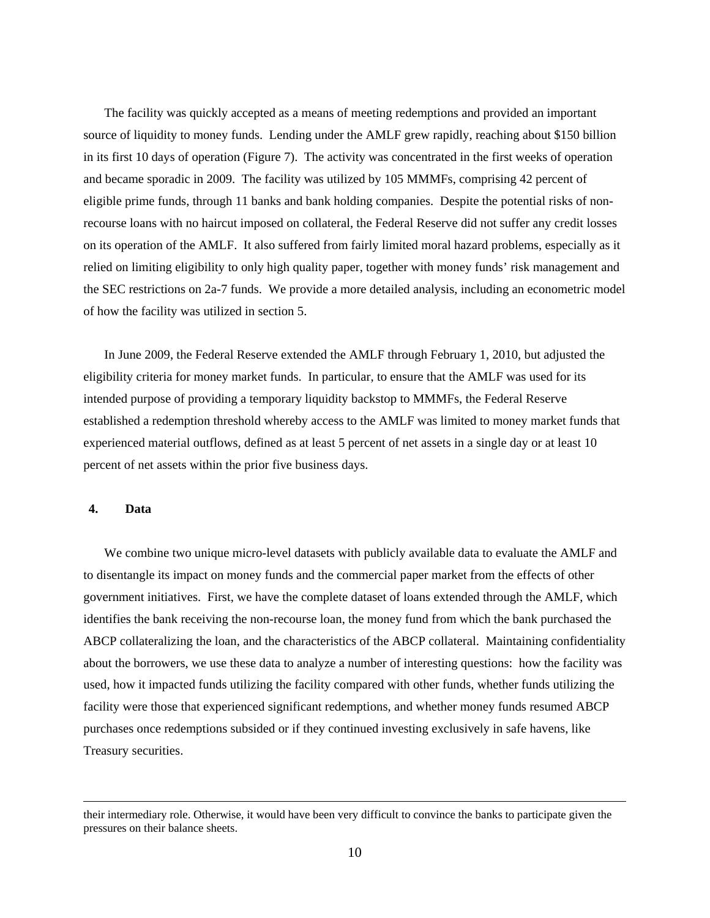The facility was quickly accepted as a means of meeting redemptions and provided an important source of liquidity to money funds. Lending under the AMLF grew rapidly, reaching about $150 billion in its first 10 days of operation (Figure 7). The activity was concentrated in the first weeks of operation and became sporadic in 2009. The facility was utilized by 105 MMMFs, comprising 42 percent of eligible prime funds, through 11 banks and bank holding companies. Despite the potential risks of non-recourse loans with no haircut imposed on collateral, the Federal Reserve did not suffer any credit losses on its operation of the AMLF. It also suffered from fairly limited moral hazard problems, especially as it relied on limiting eligibility to only high quality paper, together with money funds' risk management and the SEC restrictions on 2a-7 funds. We provide a more detailed analysis, including an econometric model of how the facility was utilized in section 5.

In June 2009, the Federal Reserve extended the AMLF through February 1, 2010, but adjusted the eligibility criteria for money market funds. In particular, to ensure that the AMLF was used for its intended purpose of providing a temporary liquidity backstop to MMMFs, the Federal Reserve established a redemption threshold whereby access to the AMLF was limited to money market funds that experienced material outflows, defined as at least 5 percent of net assets in a single day or at least 10 percent of net assets within the prior five business days.

## 4. Data

We combine two unique micro-level datasets with publicly available data to evaluate the AMLF and to disentangle its impact on money funds and the commercial paper market from the effects of other government initiatives. First, we have the complete dataset of loans extended through the AMLF, which identifies the bank receiving the non-recourse loan, the money fund from which the bank purchased the ABCP collateralizing the loan, and the characteristics of the ABCP collateral. Maintaining confidentiality about the borrowers, we use these data to analyze a number of interesting questions: how the facility was used, how it impacted funds utilizing the facility compared with other funds, whether funds utilizing the facility were those that experienced significant redemptions, and whether money funds resumed ABCP purchases once redemptions subsided or if they continued investing exclusively in safe havens, like Treasury securities.

---

their intermediary role. Otherwise, it would have been very difficult to convince the banks to participate given the pressures on their balance sheets.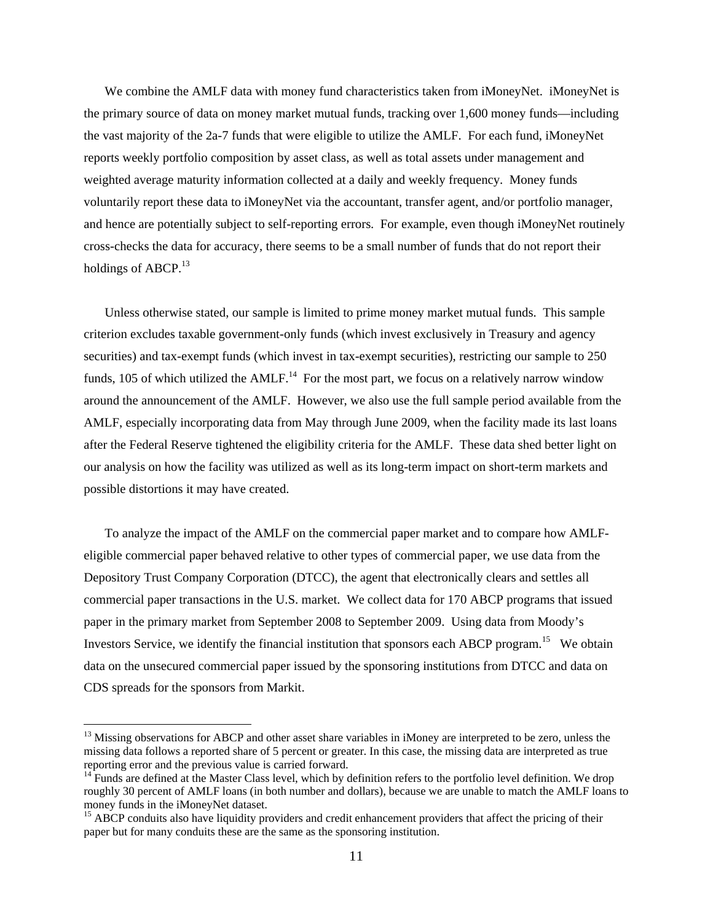We combine the AMLF data with money fund characteristics taken from iMoneyNet. iMoneyNet is the primary source of data on money market mutual funds, tracking over 1,600 money funds—including the vast majority of the 2a-7 funds that were eligible to utilize the AMLF. For each fund, iMoneyNet reports weekly portfolio composition by asset class, as well as total assets under management and weighted average maturity information collected at a daily and weekly frequency. Money funds voluntarily report these data to iMoneyNet via the accountant, transfer agent, and/or portfolio manager, and hence are potentially subject to self-reporting errors. For example, even though iMoneyNet routinely cross-checks the data for accuracy, there seems to be a small number of funds that do not report their holdings of ABCP.[13]

Unless otherwise stated, our sample is limited to prime money market mutual funds. This sample criterion excludes taxable government-only funds (which invest exclusively in Treasury and agency securities) and tax-exempt funds (which invest in tax-exempt securities), restricting our sample to 250 funds, 105 of which utilized the AMLF.[14] For the most part, we focus on a relatively narrow window around the announcement of the AMLF. However, we also use the full sample period available from the AMLF, especially incorporating data from May through June 2009, when the facility made its last loans after the Federal Reserve tightened the eligibility criteria for the AMLF. These data shed better light on our analysis on how the facility was utilized as well as its long-term impact on short-term markets and possible distortions it may have created.

To analyze the impact of the AMLF on the commercial paper market and to compare how AMLF-eligible commercial paper behaved relative to other types of commercial paper, we use data from the Depository Trust Company Corporation (DTCC), the agent that electronically clears and settles all commercial paper transactions in the U.S. market. We collect data for 170 ABCP programs that issued paper in the primary market from September 2008 to September 2009. Using data from Moody's Investors Service, we identify the financial institution that sponsors each ABCP program.[15] We obtain data on the unsecured commercial paper issued by the sponsoring institutions from DTCC and data on CDS spreads for the sponsors from Markit.

---

[13] Missing observations for ABCP and other asset share variables in iMoney are interpreted to be zero, unless the missing data follows a reported share of 5 percent or greater. In this case, the missing data are interpreted as true reporting error and the previous value is carried forward.

[14] Funds are defined at the Master Class level, which by definition refers to the portfolio level definition. We drop roughly 30 percent of AMLF loans (in both number and dollars), because we are unable to match the AMLF loans to money funds in the iMoneyNet dataset.

[15] ABCP conduits also have liquidity providers and credit enhancement providers that affect the pricing of their paper but for many conduits these are the same as the sponsoring institution.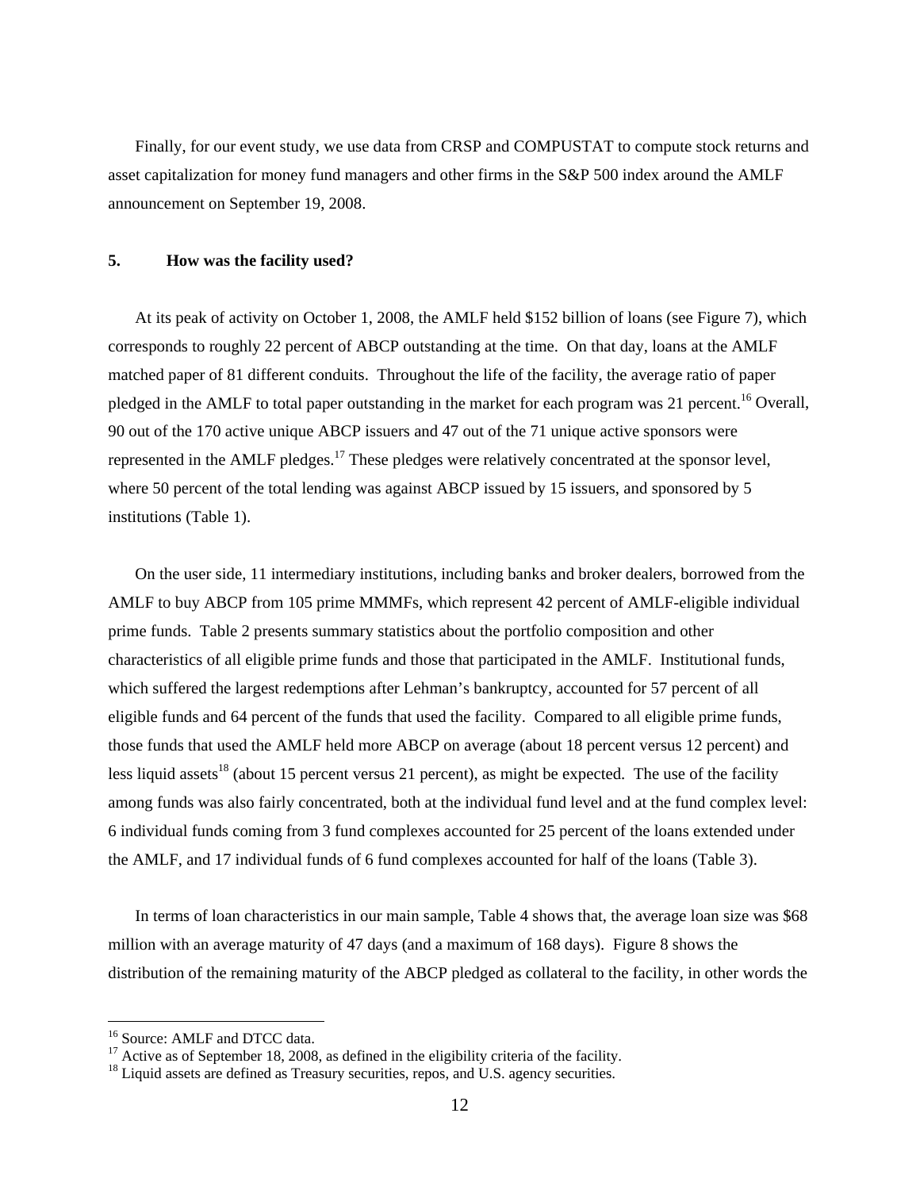Finally, for our event study, we use data from CRSP and COMPUSTAT to compute stock returns and asset capitalization for money fund managers and other firms in the S&P 500 index around the AMLF announcement on September 19, 2008.

## 5. How was the facility used?

At its peak of activity on October 1, 2008, the AMLF held $152 billion of loans (see Figure 7), which corresponds to roughly 22 percent of ABCP outstanding at the time. On that day, loans at the AMLF matched paper of 81 different conduits. Throughout the life of the facility, the average ratio of paper pledged in the AMLF to total paper outstanding in the market for each program was 21 percent.[16] Overall, 90 out of the 170 active unique ABCP issuers and 47 out of the 71 unique active sponsors were represented in the AMLF pledges.[17] These pledges were relatively concentrated at the sponsor level, where 50 percent of the total lending was against ABCP issued by 15 issuers, and sponsored by 5 institutions (Table 1).

On the user side, 11 intermediary institutions, including banks and broker dealers, borrowed from the AMLF to buy ABCP from 105 prime MMMFs, which represent 42 percent of AMLF-eligible individual prime funds. Table 2 presents summary statistics about the portfolio composition and other characteristics of all eligible prime funds and those that participated in the AMLF. Institutional funds, which suffered the largest redemptions after Lehman's bankruptcy, accounted for 57 percent of all eligible funds and 64 percent of the funds that used the facility. Compared to all eligible prime funds, those funds that used the AMLF held more ABCP on average (about 18 percent versus 12 percent) and less liquid assets[18] (about 15 percent versus 21 percent), as might be expected. The use of the facility among funds was also fairly concentrated, both at the individual fund level and at the fund complex level: 6 individual funds coming from 3 fund complexes accounted for 25 percent of the loans extended under the AMLF, and 17 individual funds of 6 fund complexes accounted for half of the loans (Table 3).

In terms of loan characteristics in our main sample, Table 4 shows that, the average loan size was $68 million with an average maturity of 47 days (and a maximum of 168 days). Figure 8 shows the distribution of the remaining maturity of the ABCP pledged as collateral to the facility, in other words the

[16] Source: AMLF and DTCC data.

[17] Active as of September 18, 2008, as defined in the eligibility criteria of the facility.

[18] Liquid assets are defined as Treasury securities, repos, and U.S. agency securities.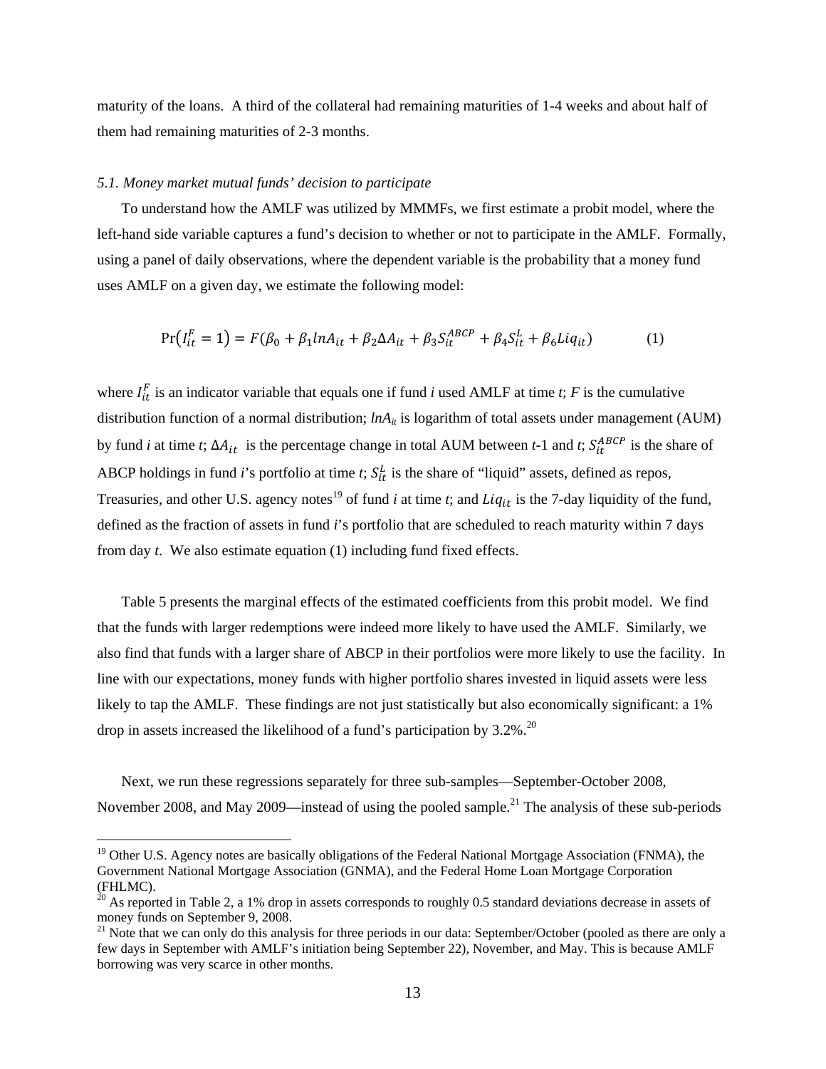maturity of the loans. A third of the collateral had remaining maturities of 1-4 weeks and about half of them had remaining maturities of 2-3 months.

### *5.1. Money market mutual funds' decision to participate*

To understand how the AMLF was utilized by MMMFs, we first estimate a probit model, where the left-hand side variable captures a fund's decision to whether or not to participate in the AMLF. Formally, using a panel of daily observations, where the dependent variable is the probability that a money fund uses AMLF on a given day, we estimate the following model:

$$\Pr\left(I_{it}^{F} = 1\right) = F(\beta_0 + \beta_1 lnA_{it} + \beta_2 \Delta A_{it} + \beta_3 S_{it}^{ABCP} + \beta_4 S_{it}^{L} + \beta_6 Liq_{it}) \qquad (1)$$

where $I_{it}^{F}$ is an indicator variable that equals one if fund *i* used AMLF at time *t*; *F* is the cumulative distribution function of a normal distribution; $lnA_{it}$ is logarithm of total assets under management (AUM) by fund *i* at time *t*; $\Delta A_{it}$ is the percentage change in total AUM between *t*-1 and *t*; $S_{it}^{ABCP}$ is the share of ABCP holdings in fund *i*'s portfolio at time *t*; $S_{it}^{L}$ is the share of "liquid" assets, defined as repos, Treasuries, and other U.S. agency notes[19] of fund *i* at time *t*; and $Liq_{it}$ is the 7-day liquidity of the fund, defined as the fraction of assets in fund *i*'s portfolio that are scheduled to reach maturity within 7 days from day *t*. We also estimate equation (1) including fund fixed effects.

Table 5 presents the marginal effects of the estimated coefficients from this probit model. We find that the funds with larger redemptions were indeed more likely to have used the AMLF. Similarly, we also find that funds with a larger share of ABCP in their portfolios were more likely to use the facility. In line with our expectations, money funds with higher portfolio shares invested in liquid assets were less likely to tap the AMLF. These findings are not just statistically but also economically significant: a 1% drop in assets increased the likelihood of a fund's participation by 3.2%.[20]

Next, we run these regressions separately for three sub-samples—September-October 2008, November 2008, and May 2009—instead of using the pooled sample.[21] The analysis of these sub-periods

---

[19] Other U.S. Agency notes are basically obligations of the Federal National Mortgage Association (FNMA), the Government National Mortgage Association (GNMA), and the Federal Home Loan Mortgage Corporation (FHLMC).

[20] As reported in Table 2, a 1% drop in assets corresponds to roughly 0.5 standard deviations decrease in assets of money funds on September 9, 2008.

[21] Note that we can only do this analysis for three periods in our data: September/October (pooled as there are only a few days in September with AMLF's initiation being September 22), November, and May. This is because AMLF borrowing was very scarce in other months.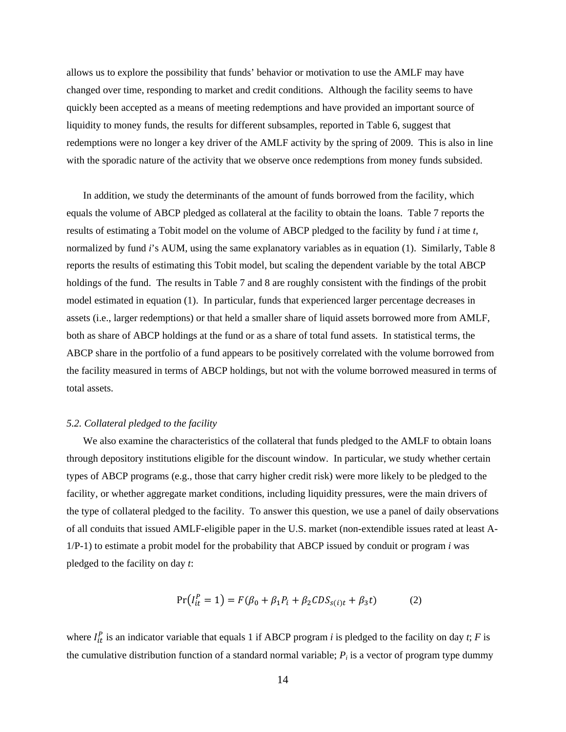allows us to explore the possibility that funds' behavior or motivation to use the AMLF may have changed over time, responding to market and credit conditions. Although the facility seems to have quickly been accepted as a means of meeting redemptions and have provided an important source of liquidity to money funds, the results for different subsamples, reported in Table 6, suggest that redemptions were no longer a key driver of the AMLF activity by the spring of 2009. This is also in line with the sporadic nature of the activity that we observe once redemptions from money funds subsided.

In addition, we study the determinants of the amount of funds borrowed from the facility, which equals the volume of ABCP pledged as collateral at the facility to obtain the loans. Table 7 reports the results of estimating a Tobit model on the volume of ABCP pledged to the facility by fund *i* at time *t*, normalized by fund *i*'s AUM, using the same explanatory variables as in equation (1). Similarly, Table 8 reports the results of estimating this Tobit model, but scaling the dependent variable by the total ABCP holdings of the fund. The results in Table 7 and 8 are roughly consistent with the findings of the probit model estimated in equation (1). In particular, funds that experienced larger percentage decreases in assets (i.e., larger redemptions) or that held a smaller share of liquid assets borrowed more from AMLF, both as share of ABCP holdings at the fund or as a share of total fund assets. In statistical terms, the ABCP share in the portfolio of a fund appears to be positively correlated with the volume borrowed from the facility measured in terms of ABCP holdings, but not with the volume borrowed measured in terms of total assets.

### *5.2. Collateral pledged to the facility*

We also examine the characteristics of the collateral that funds pledged to the AMLF to obtain loans through depository institutions eligible for the discount window. In particular, we study whether certain types of ABCP programs (e.g., those that carry higher credit risk) were more likely to be pledged to the facility, or whether aggregate market conditions, including liquidity pressures, were the main drivers of the type of collateral pledged to the facility. To answer this question, we use a panel of daily observations of all conduits that issued AMLF-eligible paper in the U.S. market (non-extendible issues rated at least A-1/P-1) to estimate a probit model for the probability that ABCP issued by conduit or program *i* was pledged to the facility on day *t*:

$$\Pr\left(I_{it}^{P} = 1\right) = F(\beta_0 + \beta_1 P_i + \beta_2 CDS_{s(i)t} + \beta_3 t) \qquad (2)$$

where $I_{it}^{P}$ is an indicator variable that equals 1 if ABCP program *i* is pledged to the facility on day *t*; *F* is the cumulative distribution function of a standard normal variable; $P_i$ is a vector of program type dummy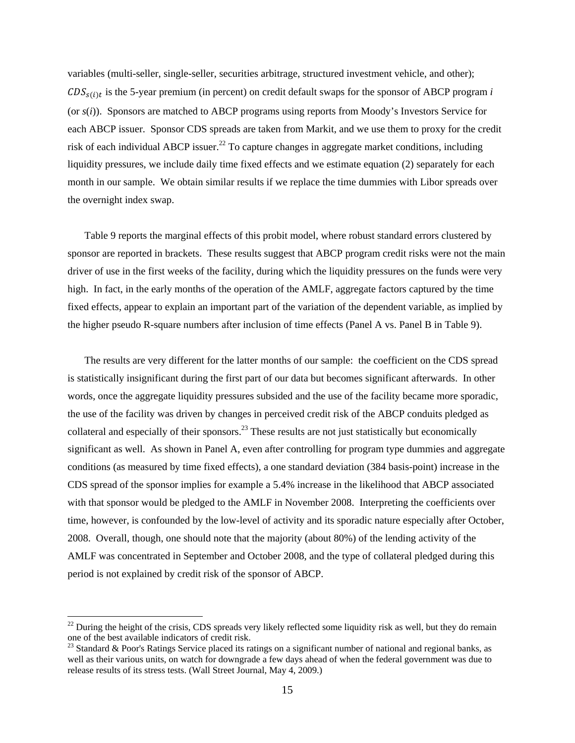variables (multi-seller, single-seller, securities arbitrage, structured investment vehicle, and other); $CDS_{s(i)t}$ is the 5-year premium (in percent) on credit default swaps for the sponsor of ABCP program $i$ (or $s(i)$). Sponsors are matched to ABCP programs using reports from Moody's Investors Service for each ABCP issuer. Sponsor CDS spreads are taken from Markit, and we use them to proxy for the credit risk of each individual ABCP issuer.[22] To capture changes in aggregate market conditions, including liquidity pressures, we include daily time fixed effects and we estimate equation (2) separately for each month in our sample. We obtain similar results if we replace the time dummies with Libor spreads over the overnight index swap.

Table 9 reports the marginal effects of this probit model, where robust standard errors clustered by sponsor are reported in brackets. These results suggest that ABCP program credit risks were not the main driver of use in the first weeks of the facility, during which the liquidity pressures on the funds were very high. In fact, in the early months of the operation of the AMLF, aggregate factors captured by the time fixed effects, appear to explain an important part of the variation of the dependent variable, as implied by the higher pseudo R-square numbers after inclusion of time effects (Panel A vs. Panel B in Table 9).

The results are very different for the latter months of our sample: the coefficient on the CDS spread is statistically insignificant during the first part of our data but becomes significant afterwards. In other words, once the aggregate liquidity pressures subsided and the use of the facility became more sporadic, the use of the facility was driven by changes in perceived credit risk of the ABCP conduits pledged as collateral and especially of their sponsors.[23] These results are not just statistically but economically significant as well. As shown in Panel A, even after controlling for program type dummies and aggregate conditions (as measured by time fixed effects), a one standard deviation (384 basis-point) increase in the CDS spread of the sponsor implies for example a 5.4% increase in the likelihood that ABCP associated with that sponsor would be pledged to the AMLF in November 2008. Interpreting the coefficients over time, however, is confounded by the low-level of activity and its sporadic nature especially after October, 2008. Overall, though, one should note that the majority (about 80%) of the lending activity of the AMLF was concentrated in September and October 2008, and the type of collateral pledged during this period is not explained by credit risk of the sponsor of ABCP.

[22] During the height of the crisis, CDS spreads very likely reflected some liquidity risk as well, but they do remain one of the best available indicators of credit risk.

[23] Standard & Poor's Ratings Service placed its ratings on a significant number of national and regional banks, as well as their various units, on watch for downgrade a few days ahead of when the federal government was due to release results of its stress tests. (Wall Street Journal, May 4, 2009.)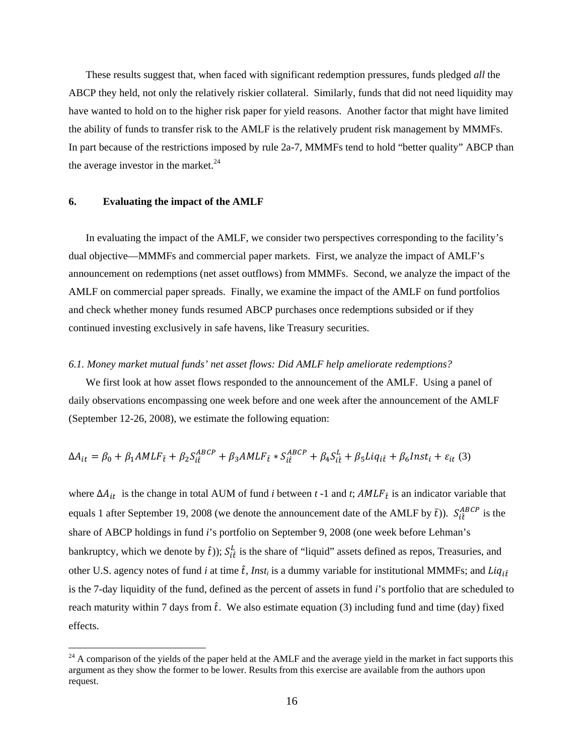These results suggest that, when faced with significant redemption pressures, funds pledged *all* the ABCP they held, not only the relatively riskier collateral. Similarly, funds that did not need liquidity may have wanted to hold on to the higher risk paper for yield reasons. Another factor that might have limited the ability of funds to transfer risk to the AMLF is the relatively prudent risk management by MMMFs. In part because of the restrictions imposed by rule 2a-7, MMMFs tend to hold "better quality" ABCP than the average investor in the market.[24]

## 6. Evaluating the impact of the AMLF

In evaluating the impact of the AMLF, we consider two perspectives corresponding to the facility's dual objective—MMMFs and commercial paper markets. First, we analyze the impact of AMLF's announcement on redemptions (net asset outflows) from MMMFs. Second, we analyze the impact of the AMLF on commercial paper spreads. Finally, we examine the impact of the AMLF on fund portfolios and check whether money funds resumed ABCP purchases once redemptions subsided or if they continued investing exclusively in safe havens, like Treasury securities.

### *6.1. Money market mutual funds' net asset flows: Did AMLF help ameliorate redemptions?*

We first look at how asset flows responded to the announcement of the AMLF. Using a panel of daily observations encompassing one week before and one week after the announcement of the AMLF (September 12-26, 2008), we estimate the following equation:

$$\Delta A_{it} = \beta_0 + \beta_1 AMLF_{\bar{t}} + \beta_2 S_{i\hat{t}}^{ABCP} + \beta_3 AMLF_{\bar{t}} * S_{i\hat{t}}^{ABCP} + \beta_4 S_{i\hat{t}}^{L} + \beta_5 Liq_{i\hat{t}} + \beta_6 Inst_i + \varepsilon_{it} \quad (3)$$

where $\Delta A_{it}$ is the change in total AUM of fund $i$ between $t$ -1 and $t$; $AMLF_{\bar{t}}$ is an indicator variable that equals 1 after September 19, 2008 (we denote the announcement date of the AMLF by $\bar{t}$)). $S_{i\hat{t}}^{ABCP}$ is the share of ABCP holdings in fund $i$'s portfolio on September 9, 2008 (one week before Lehman's bankruptcy, which we denote by $\hat{t}$)); $S_{i\hat{t}}^{L}$ is the share of "liquid" assets defined as repos, Treasuries, and other U.S. agency notes of fund $i$ at time $\hat{t}$, $Inst_i$ is a dummy variable for institutional MMMFs; and $Liq_{i\hat{t}}$ is the 7-day liquidity of the fund, defined as the percent of assets in fund $i$'s portfolio that are scheduled to reach maturity within 7 days from $\hat{t}$. We also estimate equation (3) including fund and time (day) fixed effects.

[24] A comparison of the yields of the paper held at the AMLF and the average yield in the market in fact supports this argument as they show the former to be lower. Results from this exercise are available from the authors upon request.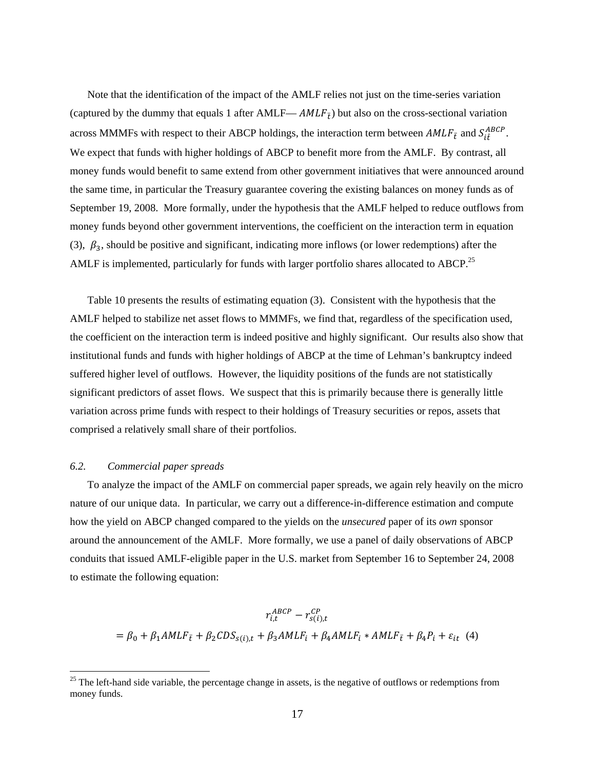Note that the identification of the impact of the AMLF relies not just on the time-series variation (captured by the dummy that equals 1 after AMLF— $AMLF_{\bar{t}}$) but also on the cross-sectional variation across MMMFs with respect to their ABCP holdings, the interaction term between $AMLF_{\bar{t}}$ and $S_{i\hat{t}}^{ABCP}$. We expect that funds with higher holdings of ABCP to benefit more from the AMLF. By contrast, all money funds would benefit to same extend from other government initiatives that were announced around the same time, in particular the Treasury guarantee covering the existing balances on money funds as of September 19, 2008. More formally, under the hypothesis that the AMLF helped to reduce outflows from money funds beyond other government interventions, the coefficient on the interaction term in equation (3), $\beta_3$, should be positive and significant, indicating more inflows (or lower redemptions) after the AMLF is implemented, particularly for funds with larger portfolio shares allocated to ABCP.[25]

Table 10 presents the results of estimating equation (3). Consistent with the hypothesis that the AMLF helped to stabilize net asset flows to MMMFs, we find that, regardless of the specification used, the coefficient on the interaction term is indeed positive and highly significant. Our results also show that institutional funds and funds with higher holdings of ABCP at the time of Lehman's bankruptcy indeed suffered higher level of outflows. However, the liquidity positions of the funds are not statistically significant predictors of asset flows. We suspect that this is primarily because there is generally little variation across prime funds with respect to their holdings of Treasury securities or repos, assets that comprised a relatively small share of their portfolios.

### *6.2. Commercial paper spreads*

To analyze the impact of the AMLF on commercial paper spreads, we again rely heavily on the micro nature of our unique data. In particular, we carry out a difference-in-difference estimation and compute how the yield on ABCP changed compared to the yields on the *unsecured* paper of its *own* sponsor around the announcement of the AMLF. More formally, we use a panel of daily observations of ABCP conduits that issued AMLF-eligible paper in the U.S. market from September 16 to September 24, 2008 to estimate the following equation:

$$r_{i,t}^{ABCP} - r_{s(i),t}^{CP}$$
$$= \beta_0 + \beta_1 AMLF_{\bar{t}} + \beta_2 CDS_{s(i),t} + \beta_3 AMLF_i + \beta_4 AMLF_i * AMLF_{\bar{t}} + \beta_4 P_i + \varepsilon_{it} \quad (4)$$

[25] The left-hand side variable, the percentage change in assets, is the negative of outflows or redemptions from money funds.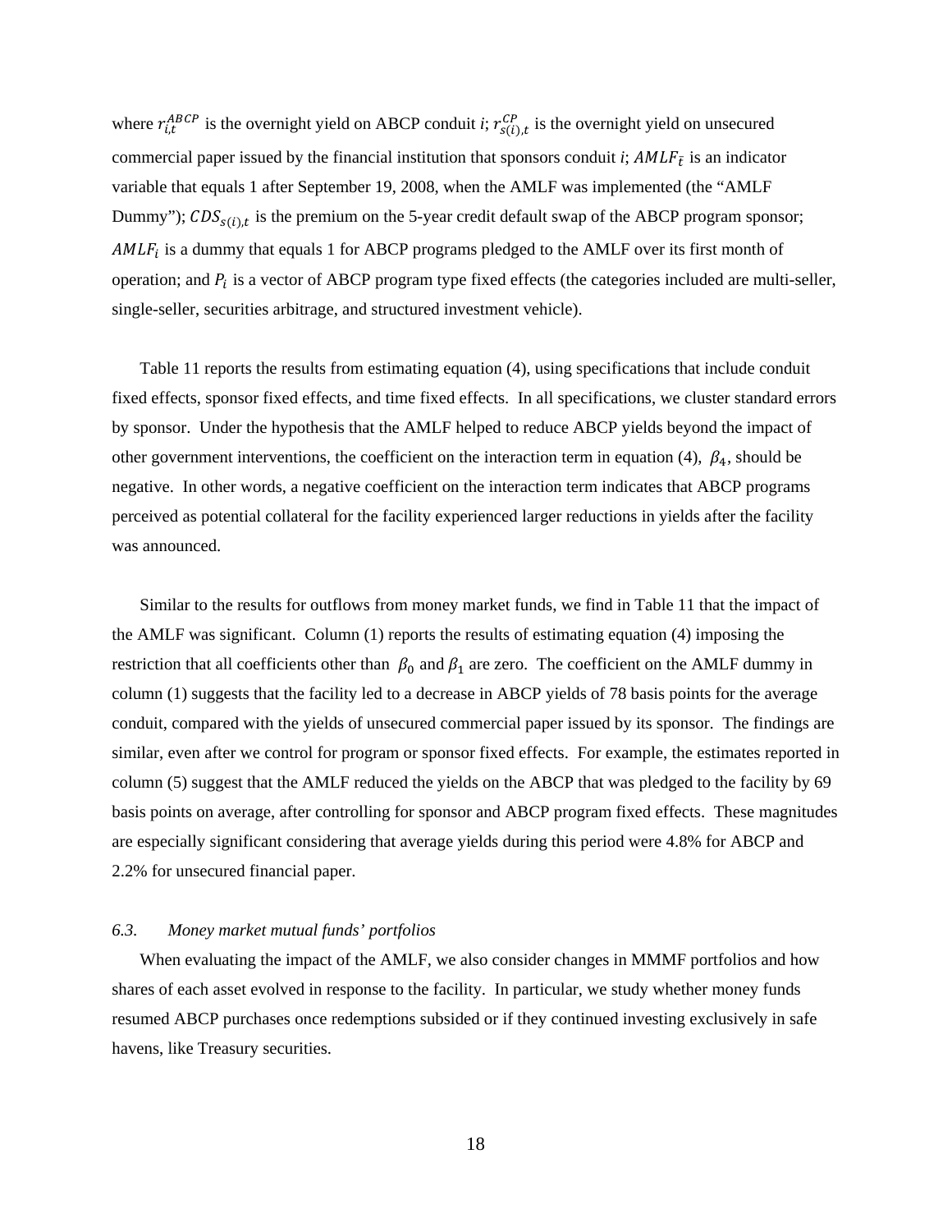where $r_{i,t}^{ABCP}$ is the overnight yield on ABCP conduit *i*; $r_{s(i),t}^{CP}$ is the overnight yield on unsecured commercial paper issued by the financial institution that sponsors conduit *i*; $AMLF_{\bar{t}}$ is an indicator variable that equals 1 after September 19, 2008, when the AMLF was implemented (the "AMLF Dummy"); $CDS_{s(i),t}$ is the premium on the 5-year credit default swap of the ABCP program sponsor; $AMLF_i$ is a dummy that equals 1 for ABCP programs pledged to the AMLF over its first month of operation; and $P_i$ is a vector of ABCP program type fixed effects (the categories included are multi-seller, single-seller, securities arbitrage, and structured investment vehicle).

Table 11 reports the results from estimating equation (4), using specifications that include conduit fixed effects, sponsor fixed effects, and time fixed effects. In all specifications, we cluster standard errors by sponsor. Under the hypothesis that the AMLF helped to reduce ABCP yields beyond the impact of other government interventions, the coefficient on the interaction term in equation (4), $\beta_4$, should be negative. In other words, a negative coefficient on the interaction term indicates that ABCP programs perceived as potential collateral for the facility experienced larger reductions in yields after the facility was announced.

Similar to the results for outflows from money market funds, we find in Table 11 that the impact of the AMLF was significant. Column (1) reports the results of estimating equation (4) imposing the restriction that all coefficients other than $\beta_0$ and $\beta_1$ are zero. The coefficient on the AMLF dummy in column (1) suggests that the facility led to a decrease in ABCP yields of 78 basis points for the average conduit, compared with the yields of unsecured commercial paper issued by its sponsor. The findings are similar, even after we control for program or sponsor fixed effects. For example, the estimates reported in column (5) suggest that the AMLF reduced the yields on the ABCP that was pledged to the facility by 69 basis points on average, after controlling for sponsor and ABCP program fixed effects. These magnitudes are especially significant considering that average yields during this period were 4.8% for ABCP and 2.2% for unsecured financial paper.

### *6.3. Money market mutual funds' portfolios*

When evaluating the impact of the AMLF, we also consider changes in MMMF portfolios and how shares of each asset evolved in response to the facility. In particular, we study whether money funds resumed ABCP purchases once redemptions subsided or if they continued investing exclusively in safe havens, like Treasury securities.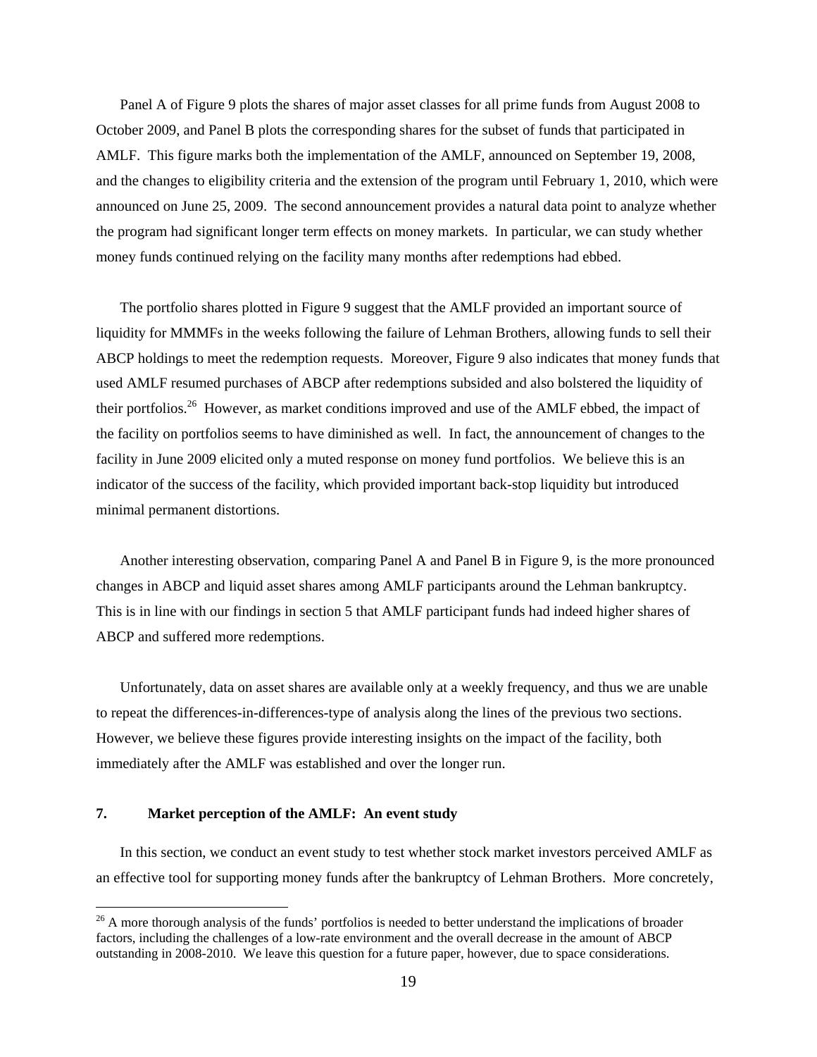Panel A of Figure 9 plots the shares of major asset classes for all prime funds from August 2008 to October 2009, and Panel B plots the corresponding shares for the subset of funds that participated in AMLF. This figure marks both the implementation of the AMLF, announced on September 19, 2008, and the changes to eligibility criteria and the extension of the program until February 1, 2010, which were announced on June 25, 2009. The second announcement provides a natural data point to analyze whether the program had significant longer term effects on money markets. In particular, we can study whether money funds continued relying on the facility many months after redemptions had ebbed.

The portfolio shares plotted in Figure 9 suggest that the AMLF provided an important source of liquidity for MMMFs in the weeks following the failure of Lehman Brothers, allowing funds to sell their ABCP holdings to meet the redemption requests. Moreover, Figure 9 also indicates that money funds that used AMLF resumed purchases of ABCP after redemptions subsided and also bolstered the liquidity of their portfolios.[26] However, as market conditions improved and use of the AMLF ebbed, the impact of the facility on portfolios seems to have diminished as well. In fact, the announcement of changes to the facility in June 2009 elicited only a muted response on money fund portfolios. We believe this is an indicator of the success of the facility, which provided important back-stop liquidity but introduced minimal permanent distortions.

Another interesting observation, comparing Panel A and Panel B in Figure 9, is the more pronounced changes in ABCP and liquid asset shares among AMLF participants around the Lehman bankruptcy. This is in line with our findings in section 5 that AMLF participant funds had indeed higher shares of ABCP and suffered more redemptions.

Unfortunately, data on asset shares are available only at a weekly frequency, and thus we are unable to repeat the differences-in-differences-type of analysis along the lines of the previous two sections. However, we believe these figures provide interesting insights on the impact of the facility, both immediately after the AMLF was established and over the longer run.

## 7. Market perception of the AMLF: An event study

In this section, we conduct an event study to test whether stock market investors perceived AMLF as an effective tool for supporting money funds after the bankruptcy of Lehman Brothers. More concretely,

[26] A more thorough analysis of the funds' portfolios is needed to better understand the implications of broader factors, including the challenges of a low-rate environment and the overall decrease in the amount of ABCP outstanding in 2008-2010. We leave this question for a future paper, however, due to space considerations.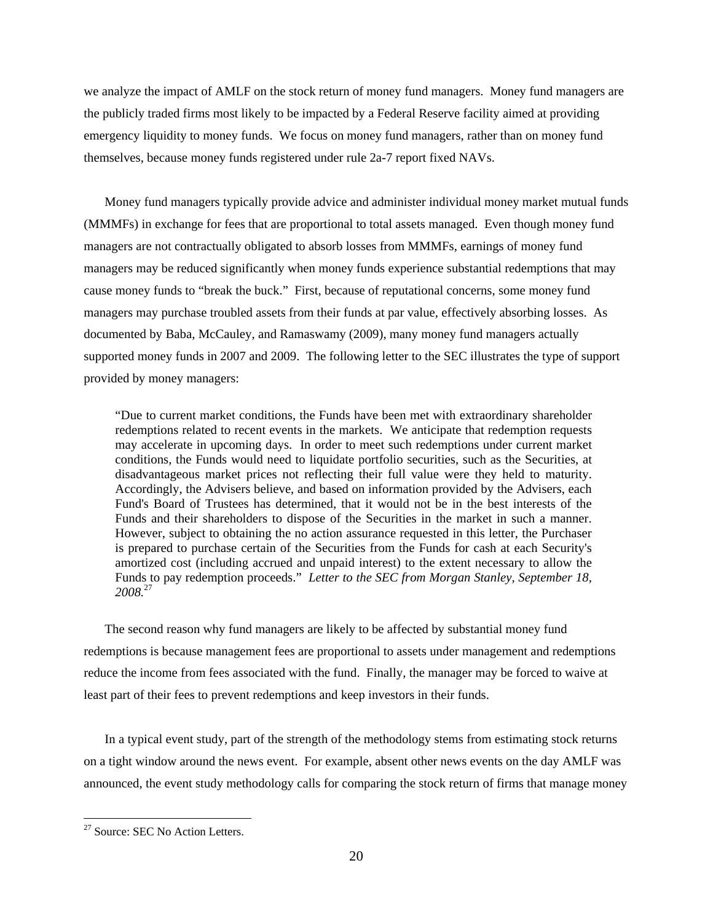we analyze the impact of AMLF on the stock return of money fund managers. Money fund managers are the publicly traded firms most likely to be impacted by a Federal Reserve facility aimed at providing emergency liquidity to money funds. We focus on money fund managers, rather than on money fund themselves, because money funds registered under rule 2a-7 report fixed NAVs.

Money fund managers typically provide advice and administer individual money market mutual funds (MMMFs) in exchange for fees that are proportional to total assets managed. Even though money fund managers are not contractually obligated to absorb losses from MMMFs, earnings of money fund managers may be reduced significantly when money funds experience substantial redemptions that may cause money funds to "break the buck." First, because of reputational concerns, some money fund managers may purchase troubled assets from their funds at par value, effectively absorbing losses. As documented by Baba, McCauley, and Ramaswamy (2009), many money fund managers actually supported money funds in 2007 and 2009. The following letter to the SEC illustrates the type of support provided by money managers:

> "Due to current market conditions, the Funds have been met with extraordinary shareholder redemptions related to recent events in the markets. We anticipate that redemption requests may accelerate in upcoming days. In order to meet such redemptions under current market conditions, the Funds would need to liquidate portfolio securities, such as the Securities, at disadvantageous market prices not reflecting their full value were they held to maturity. Accordingly, the Advisers believe, and based on information provided by the Advisers, each Fund's Board of Trustees has determined, that it would not be in the best interests of the Funds and their shareholders to dispose of the Securities in the market in such a manner. However, subject to obtaining the no action assurance requested in this letter, the Purchaser is prepared to purchase certain of the Securities from the Funds for cash at each Security's amortized cost (including accrued and unpaid interest) to the extent necessary to allow the Funds to pay redemption proceeds." *Letter to the SEC from Morgan Stanley, September 18, 2008.*[27]

The second reason why fund managers are likely to be affected by substantial money fund redemptions is because management fees are proportional to assets under management and redemptions reduce the income from fees associated with the fund. Finally, the manager may be forced to waive at least part of their fees to prevent redemptions and keep investors in their funds.

In a typical event study, part of the strength of the methodology stems from estimating stock returns on a tight window around the news event. For example, absent other news events on the day AMLF was announced, the event study methodology calls for comparing the stock return of firms that manage money

[27] Source: SEC No Action Letters.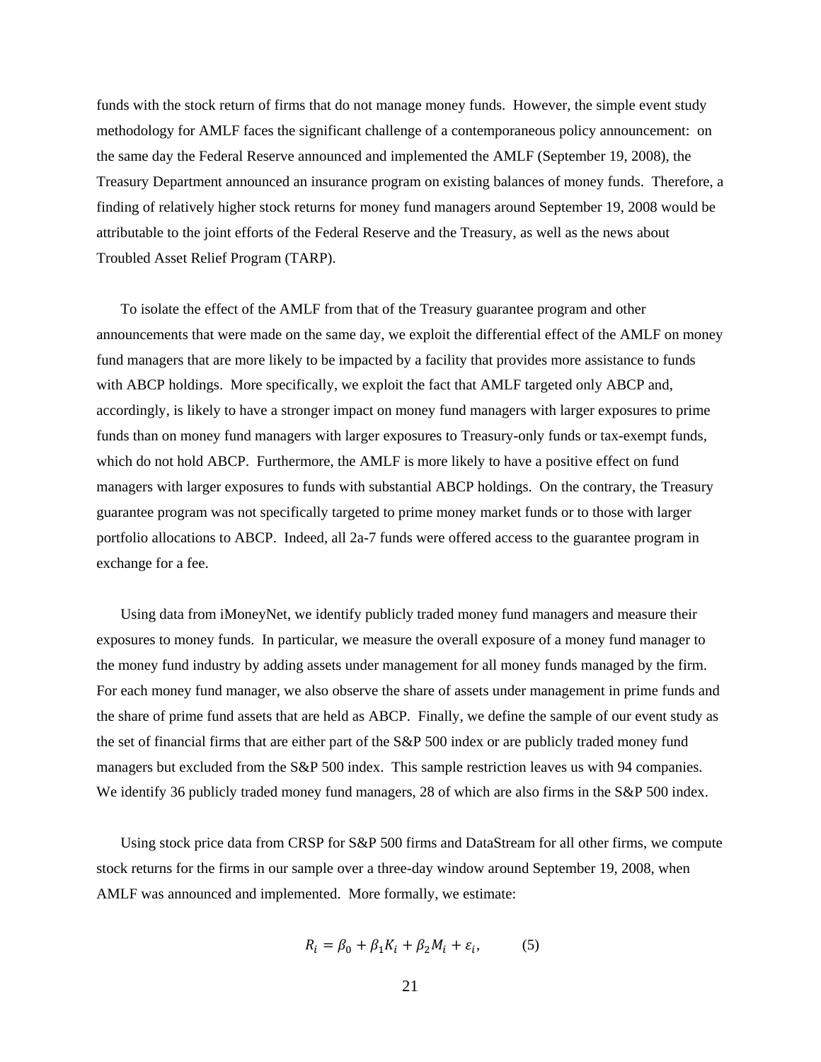funds with the stock return of firms that do not manage money funds. However, the simple event study methodology for AMLF faces the significant challenge of a contemporaneous policy announcement: on the same day the Federal Reserve announced and implemented the AMLF (September 19, 2008), the Treasury Department announced an insurance program on existing balances of money funds. Therefore, a finding of relatively higher stock returns for money fund managers around September 19, 2008 would be attributable to the joint efforts of the Federal Reserve and the Treasury, as well as the news about Troubled Asset Relief Program (TARP).

To isolate the effect of the AMLF from that of the Treasury guarantee program and other announcements that were made on the same day, we exploit the differential effect of the AMLF on money fund managers that are more likely to be impacted by a facility that provides more assistance to funds with ABCP holdings. More specifically, we exploit the fact that AMLF targeted only ABCP and, accordingly, is likely to have a stronger impact on money fund managers with larger exposures to prime funds than on money fund managers with larger exposures to Treasury-only funds or tax-exempt funds, which do not hold ABCP. Furthermore, the AMLF is more likely to have a positive effect on fund managers with larger exposures to funds with substantial ABCP holdings. On the contrary, the Treasury guarantee program was not specifically targeted to prime money market funds or to those with larger portfolio allocations to ABCP. Indeed, all 2a-7 funds were offered access to the guarantee program in exchange for a fee.

Using data from iMoneyNet, we identify publicly traded money fund managers and measure their exposures to money funds. In particular, we measure the overall exposure of a money fund manager to the money fund industry by adding assets under management for all money funds managed by the firm. For each money fund manager, we also observe the share of assets under management in prime funds and the share of prime fund assets that are held as ABCP. Finally, we define the sample of our event study as the set of financial firms that are either part of the S&P 500 index or are publicly traded money fund managers but excluded from the S&P 500 index. This sample restriction leaves us with 94 companies. We identify 36 publicly traded money fund managers, 28 of which are also firms in the S&P 500 index.

Using stock price data from CRSP for S&P 500 firms and DataStream for all other firms, we compute stock returns for the firms in our sample over a three-day window around September 19, 2008, when AMLF was announced and implemented. More formally, we estimate:

$$R_i = \beta_0 + \beta_1 K_i + \beta_2 M_i + \varepsilon_i, \qquad (5)$$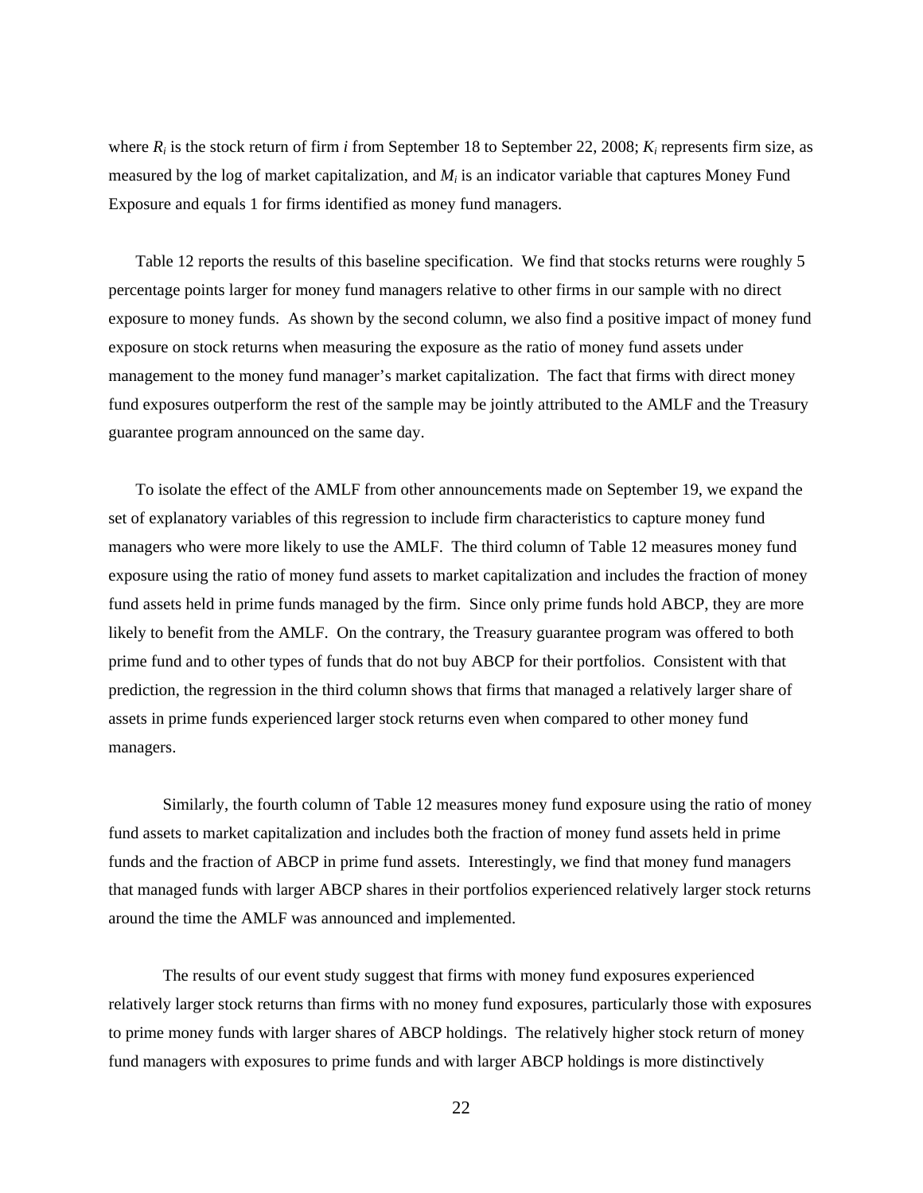where $R_i$ is the stock return of firm $i$ from September 18 to September 22, 2008; $K_i$ represents firm size, as measured by the log of market capitalization, and $M_i$ is an indicator variable that captures Money Fund Exposure and equals 1 for firms identified as money fund managers.

Table 12 reports the results of this baseline specification. We find that stocks returns were roughly 5 percentage points larger for money fund managers relative to other firms in our sample with no direct exposure to money funds. As shown by the second column, we also find a positive impact of money fund exposure on stock returns when measuring the exposure as the ratio of money fund assets under management to the money fund manager's market capitalization. The fact that firms with direct money fund exposures outperform the rest of the sample may be jointly attributed to the AMLF and the Treasury guarantee program announced on the same day.

To isolate the effect of the AMLF from other announcements made on September 19, we expand the set of explanatory variables of this regression to include firm characteristics to capture money fund managers who were more likely to use the AMLF. The third column of Table 12 measures money fund exposure using the ratio of money fund assets to market capitalization and includes the fraction of money fund assets held in prime funds managed by the firm. Since only prime funds hold ABCP, they are more likely to benefit from the AMLF. On the contrary, the Treasury guarantee program was offered to both prime fund and to other types of funds that do not buy ABCP for their portfolios. Consistent with that prediction, the regression in the third column shows that firms that managed a relatively larger share of assets in prime funds experienced larger stock returns even when compared to other money fund managers.

Similarly, the fourth column of Table 12 measures money fund exposure using the ratio of money fund assets to market capitalization and includes both the fraction of money fund assets held in prime funds and the fraction of ABCP in prime fund assets. Interestingly, we find that money fund managers that managed funds with larger ABCP shares in their portfolios experienced relatively larger stock returns around the time the AMLF was announced and implemented.

The results of our event study suggest that firms with money fund exposures experienced relatively larger stock returns than firms with no money fund exposures, particularly those with exposures to prime money funds with larger shares of ABCP holdings. The relatively higher stock return of money fund managers with exposures to prime funds and with larger ABCP holdings is more distinctively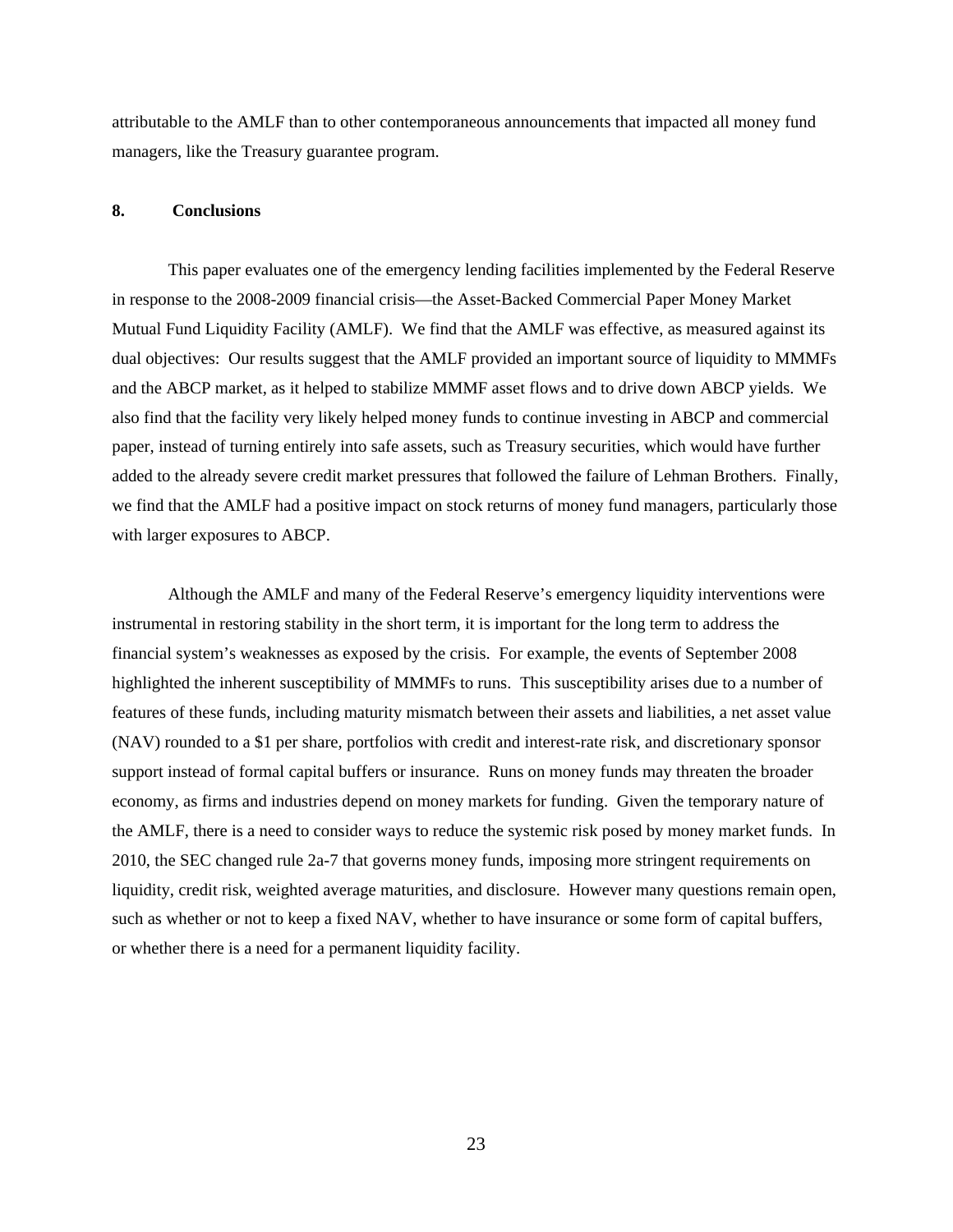attributable to the AMLF than to other contemporaneous announcements that impacted all money fund managers, like the Treasury guarantee program.

## 8. Conclusions

This paper evaluates one of the emergency lending facilities implemented by the Federal Reserve in response to the 2008-2009 financial crisis—the Asset-Backed Commercial Paper Money Market Mutual Fund Liquidity Facility (AMLF). We find that the AMLF was effective, as measured against its dual objectives: Our results suggest that the AMLF provided an important source of liquidity to MMMFs and the ABCP market, as it helped to stabilize MMMF asset flows and to drive down ABCP yields. We also find that the facility very likely helped money funds to continue investing in ABCP and commercial paper, instead of turning entirely into safe assets, such as Treasury securities, which would have further added to the already severe credit market pressures that followed the failure of Lehman Brothers. Finally, we find that the AMLF had a positive impact on stock returns of money fund managers, particularly those with larger exposures to ABCP.

Although the AMLF and many of the Federal Reserve's emergency liquidity interventions were instrumental in restoring stability in the short term, it is important for the long term to address the financial system's weaknesses as exposed by the crisis. For example, the events of September 2008 highlighted the inherent susceptibility of MMMFs to runs. This susceptibility arises due to a number of features of these funds, including maturity mismatch between their assets and liabilities, a net asset value (NAV) rounded to a $1 per share, portfolios with credit and interest-rate risk, and discretionary sponsor support instead of formal capital buffers or insurance. Runs on money funds may threaten the broader economy, as firms and industries depend on money markets for funding. Given the temporary nature of the AMLF, there is a need to consider ways to reduce the systemic risk posed by money market funds. In 2010, the SEC changed rule 2a-7 that governs money funds, imposing more stringent requirements on liquidity, credit risk, weighted average maturities, and disclosure. However many questions remain open, such as whether or not to keep a fixed NAV, whether to have insurance or some form of capital buffers, or whether there is a need for a permanent liquidity facility.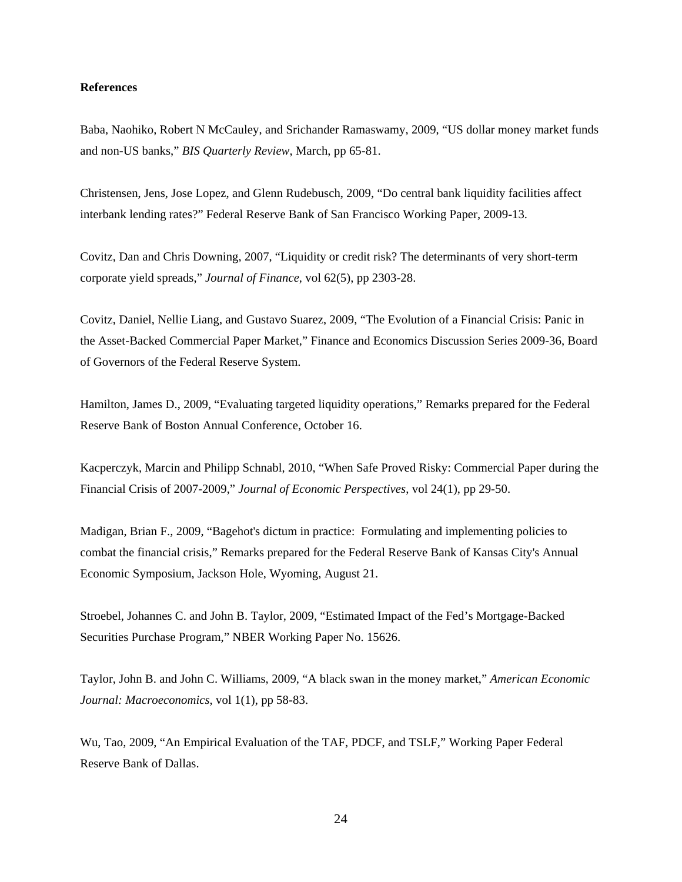**References**

Baba, Naohiko, Robert N McCauley, and Srichander Ramaswamy, 2009, "US dollar money market funds and non-US banks," *BIS Quarterly Review*, March, pp 65-81.

Christensen, Jens, Jose Lopez, and Glenn Rudebusch, 2009, "Do central bank liquidity facilities affect interbank lending rates?" Federal Reserve Bank of San Francisco Working Paper, 2009-13.

Covitz, Dan and Chris Downing, 2007, "Liquidity or credit risk? The determinants of very short-term corporate yield spreads," *Journal of Finance*, vol 62(5), pp 2303-28.

Covitz, Daniel, Nellie Liang, and Gustavo Suarez, 2009, "The Evolution of a Financial Crisis: Panic in the Asset-Backed Commercial Paper Market," Finance and Economics Discussion Series 2009-36, Board of Governors of the Federal Reserve System.

Hamilton, James D., 2009, "Evaluating targeted liquidity operations," Remarks prepared for the Federal Reserve Bank of Boston Annual Conference, October 16.

Kacperczyk, Marcin and Philipp Schnabl, 2010, "When Safe Proved Risky: Commercial Paper during the Financial Crisis of 2007-2009," *Journal of Economic Perspectives*, vol 24(1), pp 29-50.

Madigan, Brian F., 2009, "Bagehot's dictum in practice: Formulating and implementing policies to combat the financial crisis," Remarks prepared for the Federal Reserve Bank of Kansas City's Annual Economic Symposium, Jackson Hole, Wyoming, August 21.

Stroebel, Johannes C. and John B. Taylor, 2009, "Estimated Impact of the Fed's Mortgage-Backed Securities Purchase Program," NBER Working Paper No. 15626.

Taylor, John B. and John C. Williams, 2009, "A black swan in the money market," *American Economic Journal: Macroeconomics*, vol 1(1), pp 58-83.

Wu, Tao, 2009, "An Empirical Evaluation of the TAF, PDCF, and TSLF," Working Paper Federal Reserve Bank of Dallas.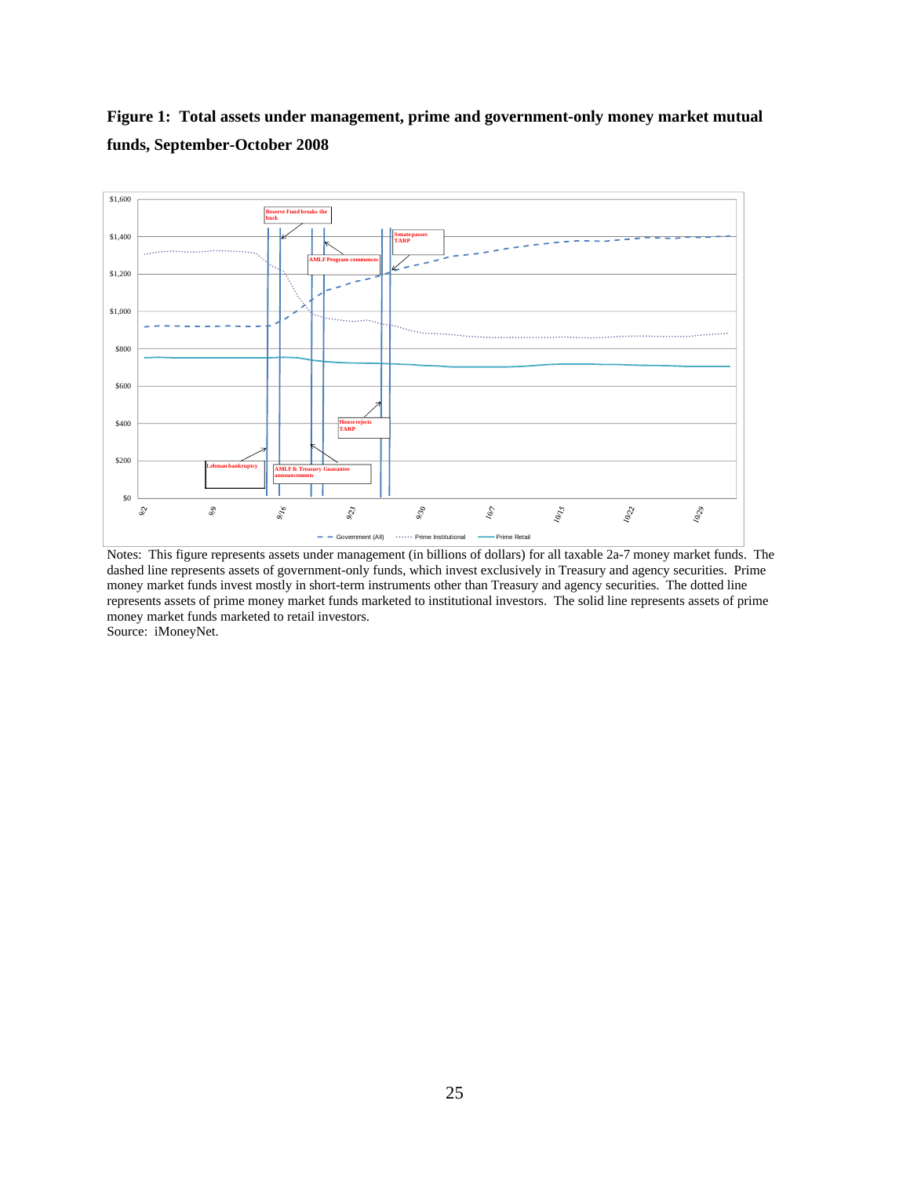**Figure 1: Total assets under management, prime and government-only money market mutual funds, September-October 2008**

Notes: This figure represents assets under management (in billions of dollars) for all taxable 2a-7 money market funds. The dashed line represents assets of government-only funds, which invest exclusively in Treasury and agency securities. Prime money market funds invest mostly in short-term instruments other than Treasury and agency securities. The dotted line represents assets of prime money market funds marketed to institutional investors. The solid line represents assets of prime money market funds marketed to retail investors.
Source: iMoneyNet.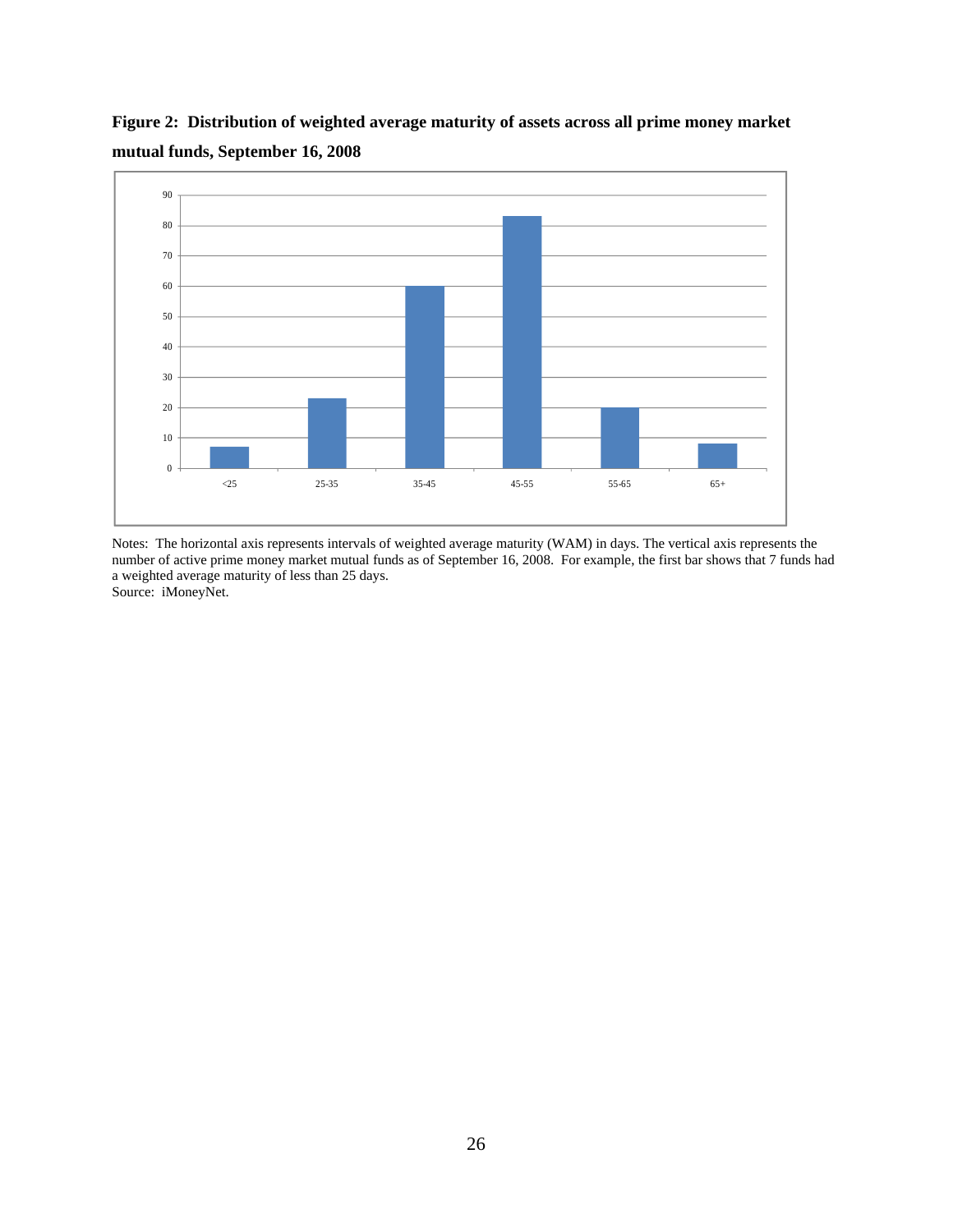**Figure 2: Distribution of weighted average maturity of assets across all prime money market mutual funds, September 16, 2008**

Notes: The horizontal axis represents intervals of weighted average maturity (WAM) in days. The vertical axis represents the number of active prime money market mutual funds as of September 16, 2008. For example, the first bar shows that 7 funds had a weighted average maturity of less than 25 days.
Source: iMoneyNet.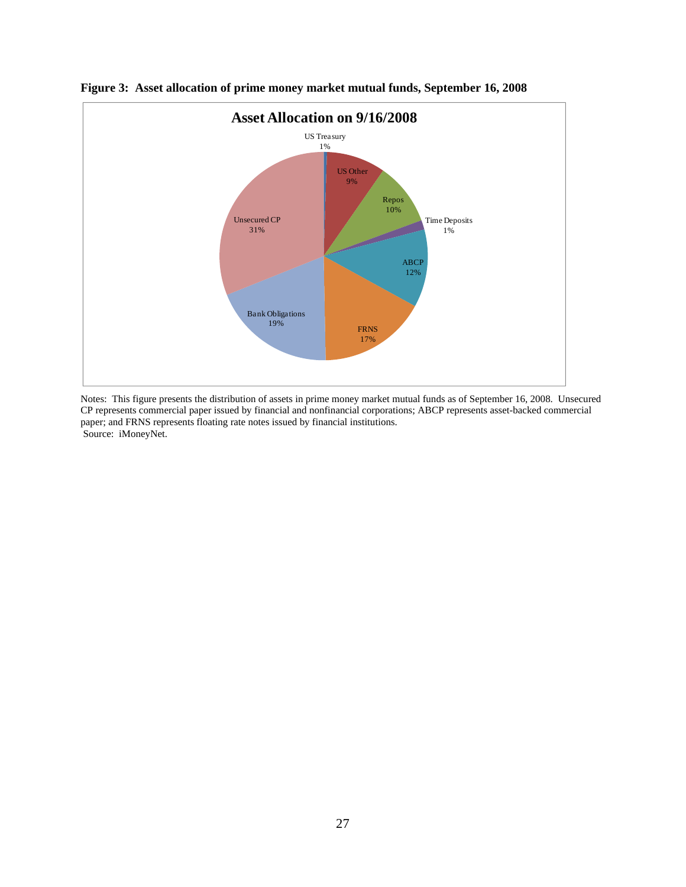**Figure 3: Asset allocation of prime money market mutual funds, September 16, 2008**

Notes: This figure presents the distribution of assets in prime money market mutual funds as of September 16, 2008. Unsecured CP represents commercial paper issued by financial and nonfinancial corporations; ABCP represents asset-backed commercial paper; and FRNS represents floating rate notes issued by financial institutions.
Source: iMoneyNet.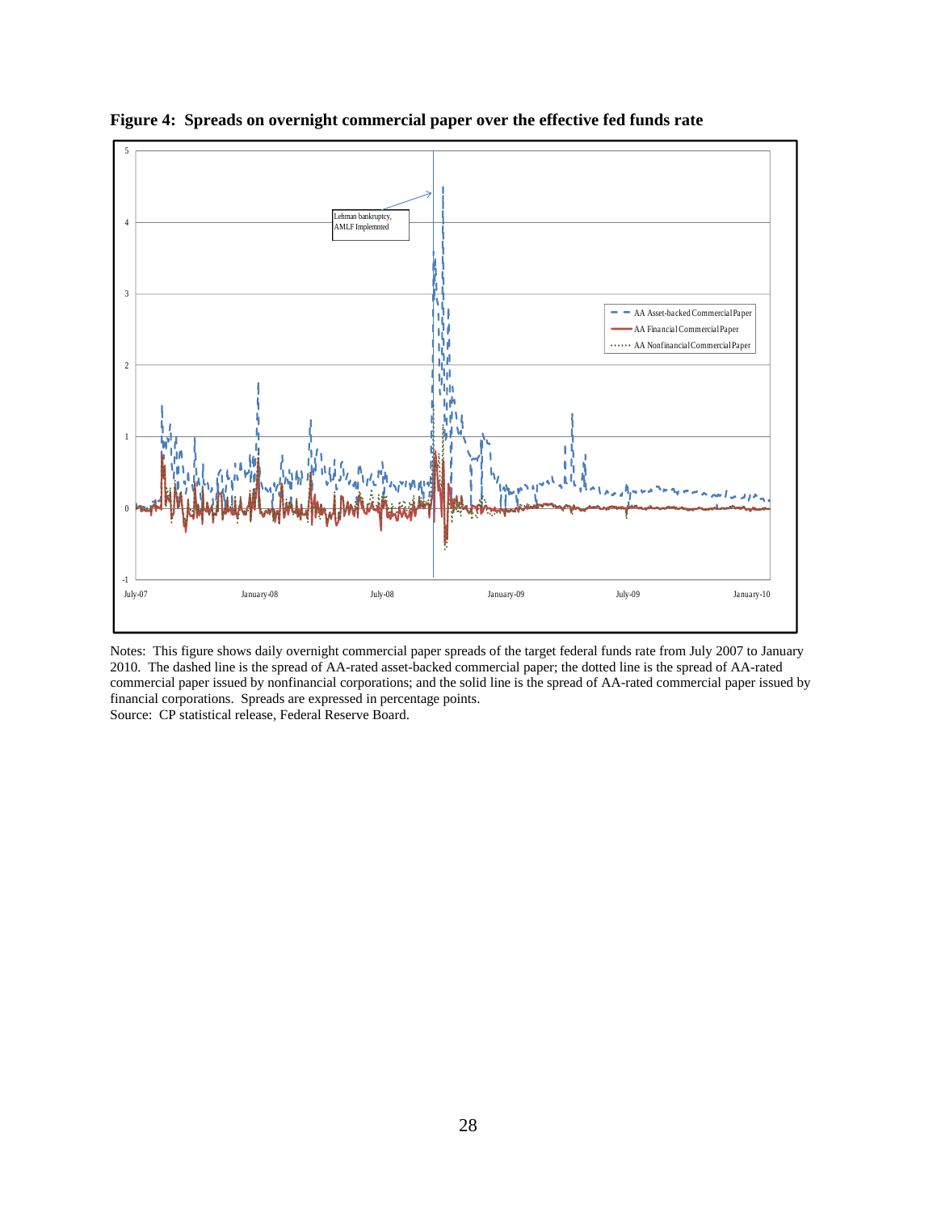**Figure 4: Spreads on overnight commercial paper over the effective fed funds rate**

Notes: This figure shows daily overnight commercial paper spreads of the target federal funds rate from July 2007 to January 2010. The dashed line is the spread of AA-rated asset-backed commercial paper; the dotted line is the spread of AA-rated commercial paper issued by nonfinancial corporations; and the solid line is the spread of AA-rated commercial paper issued by financial corporations. Spreads are expressed in percentage points.
Source: CP statistical release, Federal Reserve Board.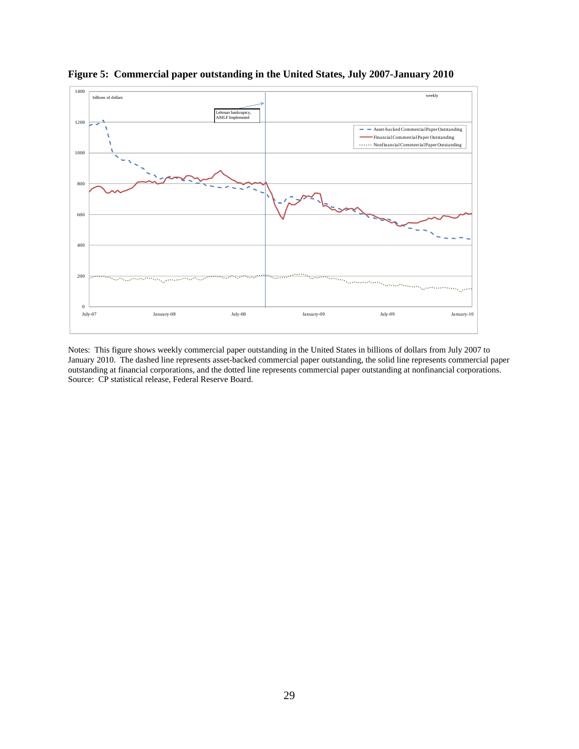**Figure 5: Commercial paper outstanding in the United States, July 2007-January 2010**

Notes: This figure shows weekly commercial paper outstanding in the United States in billions of dollars from July 2007 to January 2010. The dashed line represents asset-backed commercial paper outstanding, the solid line represents commercial paper outstanding at financial corporations, and the dotted line represents commercial paper outstanding at nonfinancial corporations. Source: CP statistical release, Federal Reserve Board.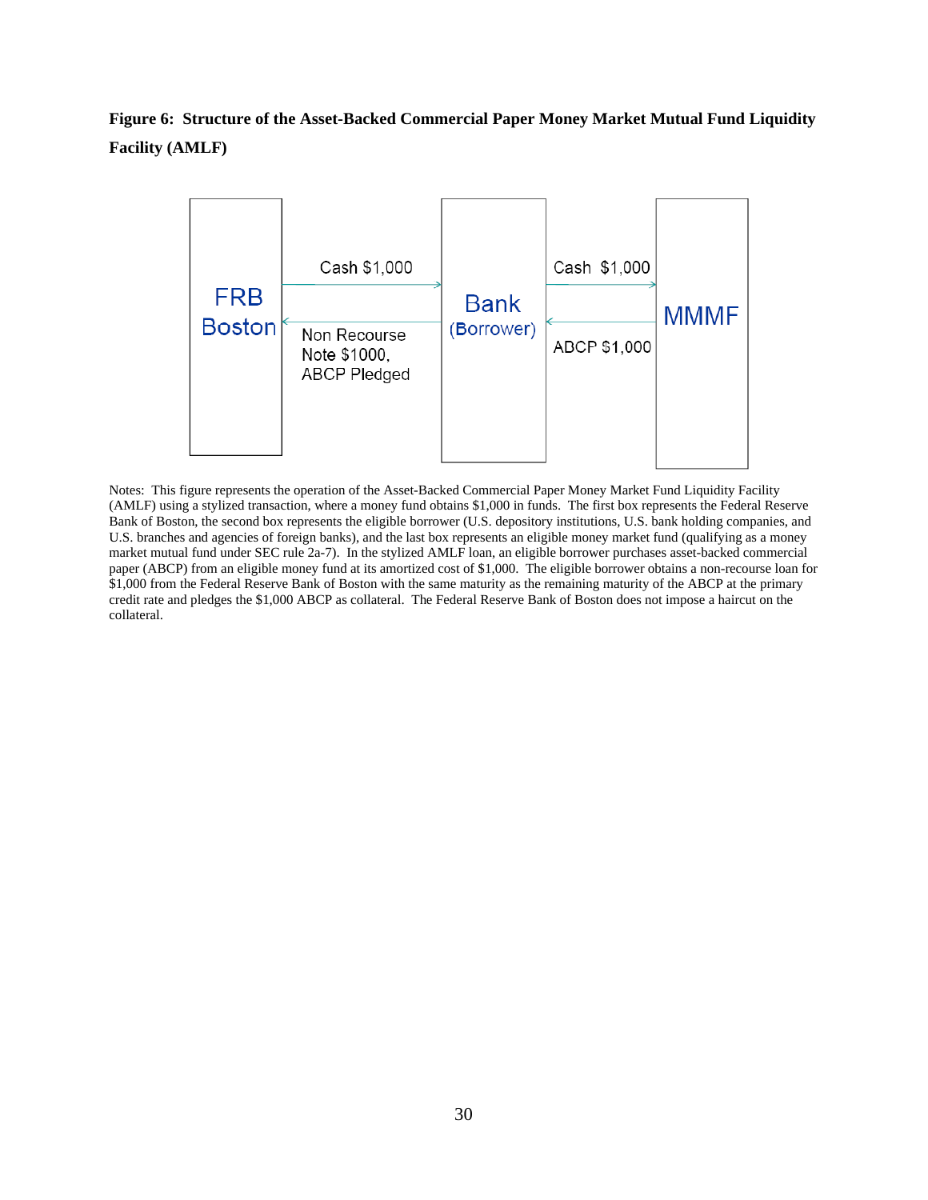**Figure 6: Structure of the Asset-Backed Commercial Paper Money Market Mutual Fund Liquidity Facility (AMLF)**

FRB Boston | Cash $1,000 → | Bank (Borrower) | Cash $1,000 → | MMMF

FRB Boston | ← Non Recourse Note $1000, ABCP Pledged | Bank (Borrower) | ← ABCP $1,000 | MMMF

Notes: This figure represents the operation of the Asset-Backed Commercial Paper Money Market Fund Liquidity Facility (AMLF) using a stylized transaction, where a money fund obtains $1,000 in funds. The first box represents the Federal Reserve Bank of Boston, the second box represents the eligible borrower (U.S. depository institutions, U.S. bank holding companies, and U.S. branches and agencies of foreign banks), and the last box represents an eligible money market fund (qualifying as a money market mutual fund under SEC rule 2a-7). In the stylized AMLF loan, an eligible borrower purchases asset-backed commercial paper (ABCP) from an eligible money fund at its amortized cost of $1,000. The eligible borrower obtains a non-recourse loan for $1,000 from the Federal Reserve Bank of Boston with the same maturity as the remaining maturity of the ABCP at the primary credit rate and pledges the $1,000 ABCP as collateral. The Federal Reserve Bank of Boston does not impose a haircut on the collateral.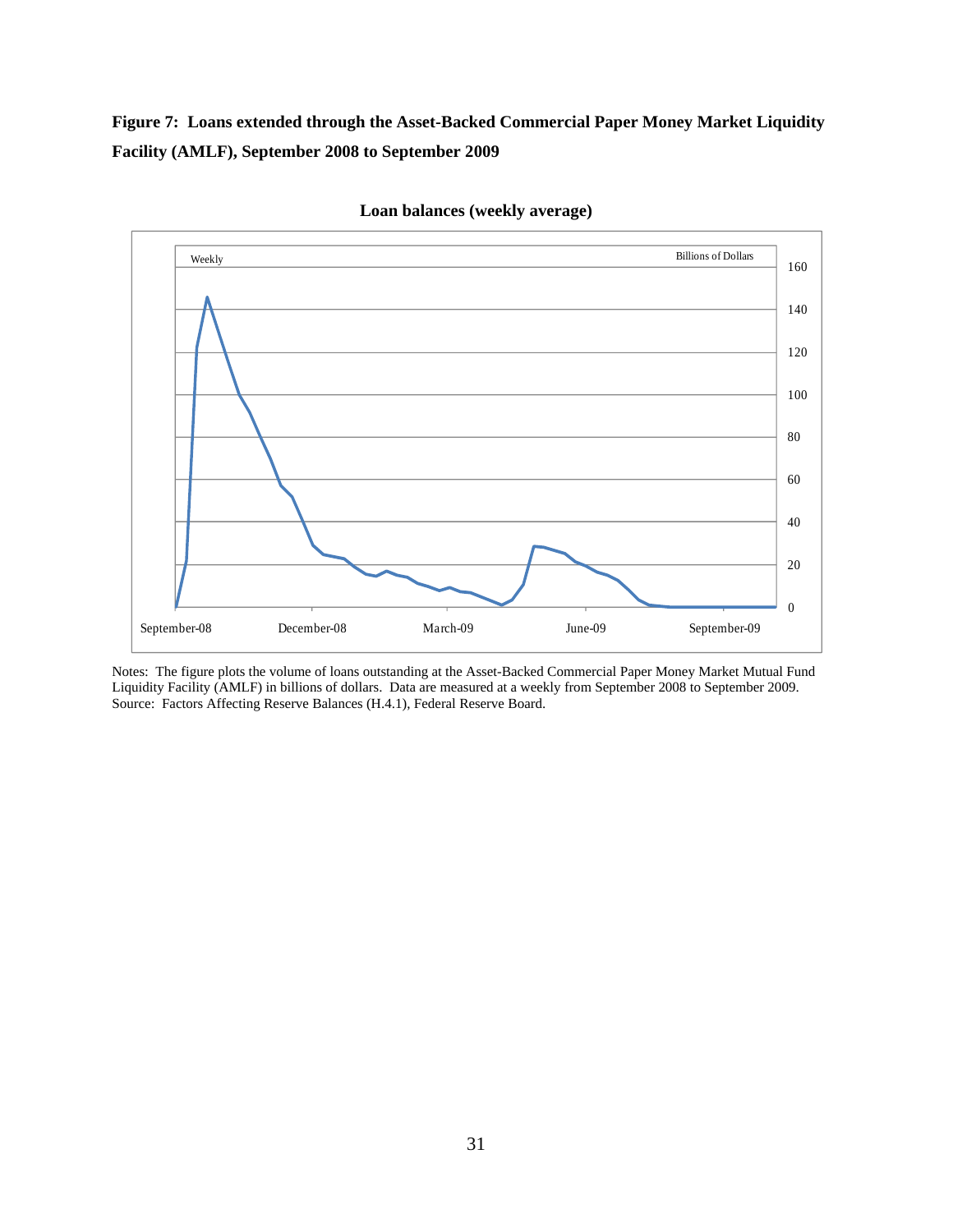**Figure 7: Loans extended through the Asset-Backed Commercial Paper Money Market Liquidity Facility (AMLF), September 2008 to September 2009**

**Loan balances (weekly average)**

Notes: The figure plots the volume of loans outstanding at the Asset-Backed Commercial Paper Money Market Mutual Fund Liquidity Facility (AMLF) in billions of dollars. Data are measured at a weekly from September 2008 to September 2009. Source: Factors Affecting Reserve Balances (H.4.1), Federal Reserve Board.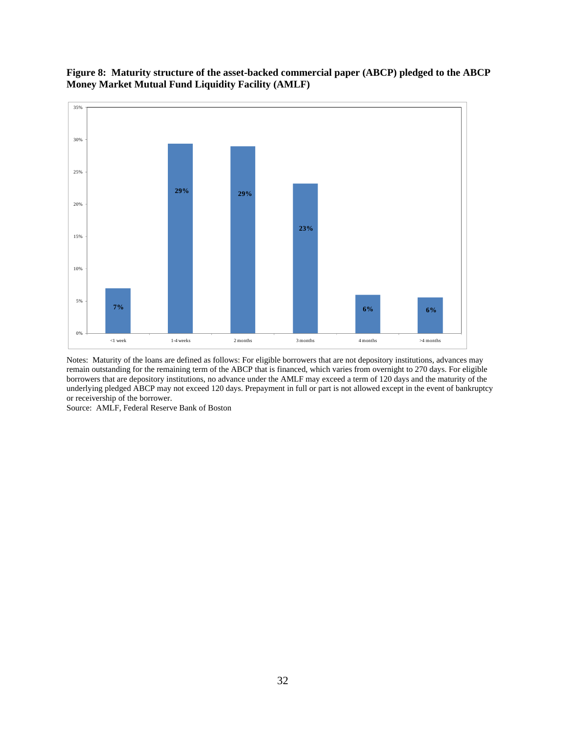**Figure 8: Maturity structure of the asset-backed commercial paper (ABCP) pledged to the ABCP Money Market Mutual Fund Liquidity Facility (AMLF)**

| Maturity | Share |
|---|---|
| <1 week | 7% |
| 1-4 weeks | 29% |
| 2 months | 29% |
| 3 months | 23% |
| 4 months | 6% |
| >4 months | 6% |

Notes: Maturity of the loans are defined as follows: For eligible borrowers that are not depository institutions, advances may remain outstanding for the remaining term of the ABCP that is financed, which varies from overnight to 270 days. For eligible borrowers that are depository institutions, no advance under the AMLF may exceed a term of 120 days and the maturity of the underlying pledged ABCP may not exceed 120 days. Prepayment in full or part is not allowed except in the event of bankruptcy or receivership of the borrower.

Source: AMLF, Federal Reserve Bank of Boston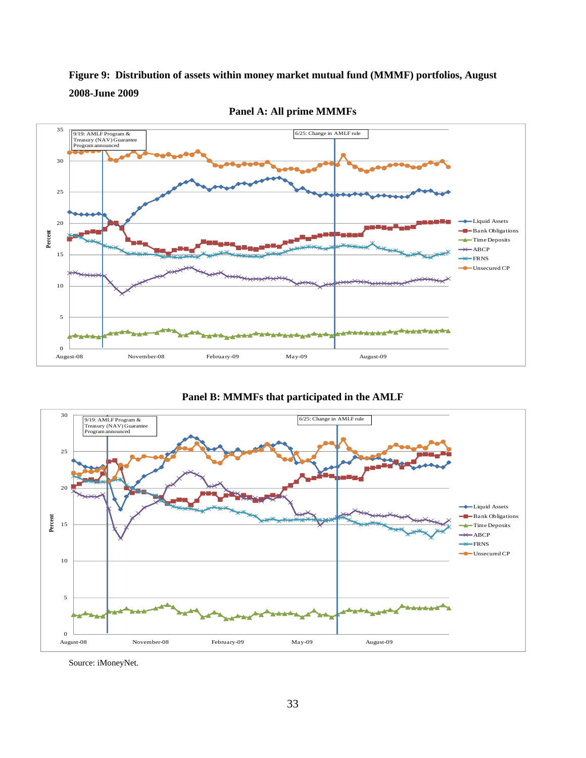**Figure 9: Distribution of assets within money market mutual fund (MMMF) portfolios, August 2008-June 2009**

**Panel A: All prime MMMFs**

**Panel B: MMMFs that participated in the AMLF**

Source: iMoneyNet.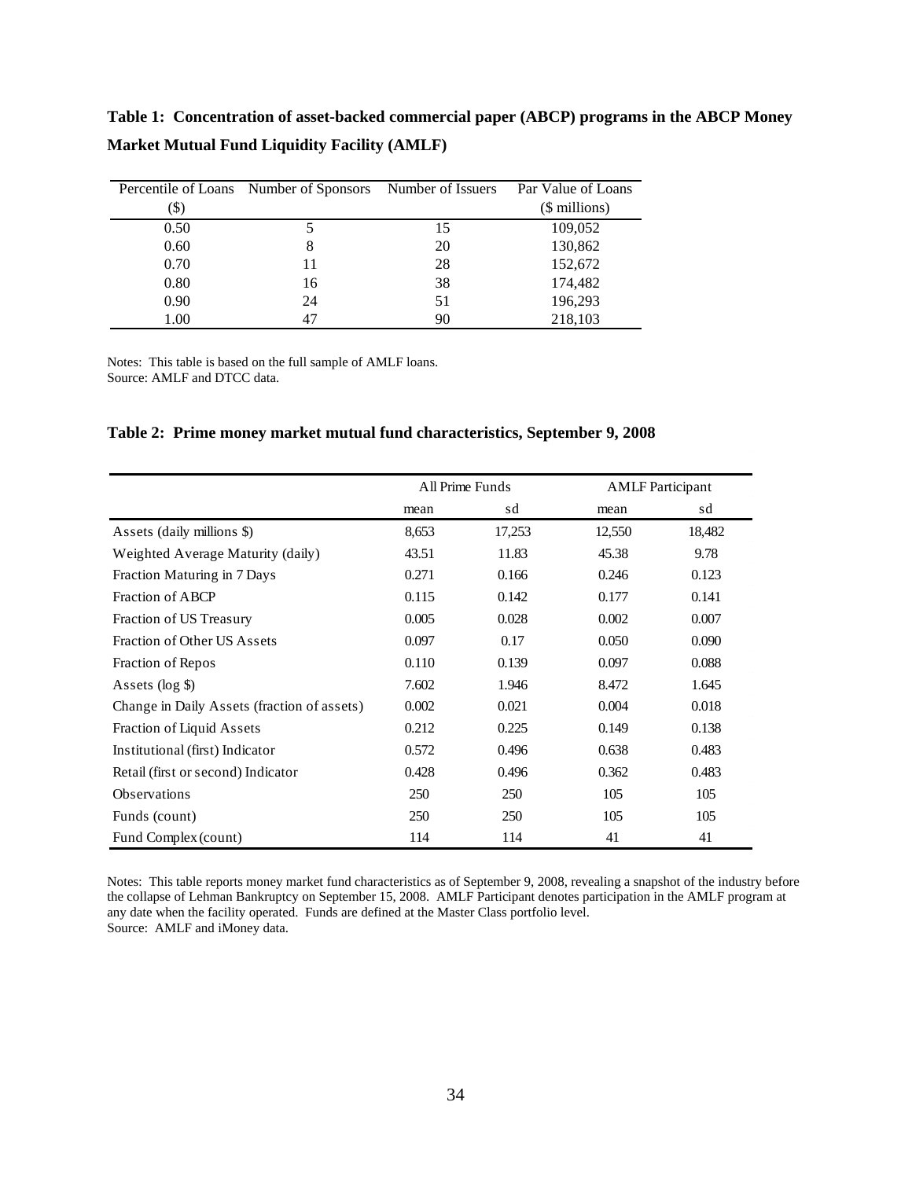**Table 1: Concentration of asset-backed commercial paper (ABCP) programs in the ABCP Money Market Mutual Fund Liquidity Facility (AMLF)**

| Percentile of Loans ($) | Number of Sponsors | Number of Issuers | Par Value of Loans ($ millions) |
|---|---|---|---|
| 0.50 | 5 | 15 | 109,052 |
| 0.60 | 8 | 20 | 130,862 |
| 0.70 | 11 | 28 | 152,672 |
| 0.80 | 16 | 38 | 174,482 |
| 0.90 | 24 | 51 | 196,293 |
| 1.00 | 47 | 90 | 218,103 |

Notes: This table is based on the full sample of AMLF loans.
Source: AMLF and DTCC data.

**Table 2: Prime money market mutual fund characteristics, September 9, 2008**

| | All Prime Funds | | AMLF Participant | |
|---|---|---|---|---|
| | mean | sd | mean | sd |
| Assets (daily millions $) | 8,653 | 17,253 | 12,550 | 18,482 |
| Weighted Average Maturity (daily) | 43.51 | 11.83 | 45.38 | 9.78 |
| Fraction Maturing in 7 Days | 0.271 | 0.166 | 0.246 | 0.123 |
| Fraction of ABCP | 0.115 | 0.142 | 0.177 | 0.141 |
| Fraction of US Treasury | 0.005 | 0.028 | 0.002 | 0.007 |
| Fraction of Other US Assets | 0.097 | 0.17 | 0.050 | 0.090 |
| Fraction of Repos | 0.110 | 0.139 | 0.097 | 0.088 |
| Assets (log $) | 7.602 | 1.946 | 8.472 | 1.645 |
| Change in Daily Assets (fraction of assets) | 0.002 | 0.021 | 0.004 | 0.018 |
| Fraction of Liquid Assets | 0.212 | 0.225 | 0.149 | 0.138 |
| Institutional (first) Indicator | 0.572 | 0.496 | 0.638 | 0.483 |
| Retail (first or second) Indicator | 0.428 | 0.496 | 0.362 | 0.483 |
| Observations | 250 | 250 | 105 | 105 |
| Funds (count) | 250 | 250 | 105 | 105 |
| Fund Complex (count) | 114 | 114 | 41 | 41 |

Notes: This table reports money market fund characteristics as of September 9, 2008, revealing a snapshot of the industry before the collapse of Lehman Bankruptcy on September 15, 2008. AMLF Participant denotes participation in the AMLF program at any date when the facility operated. Funds are defined at the Master Class portfolio level.
Source: AMLF and iMoney data.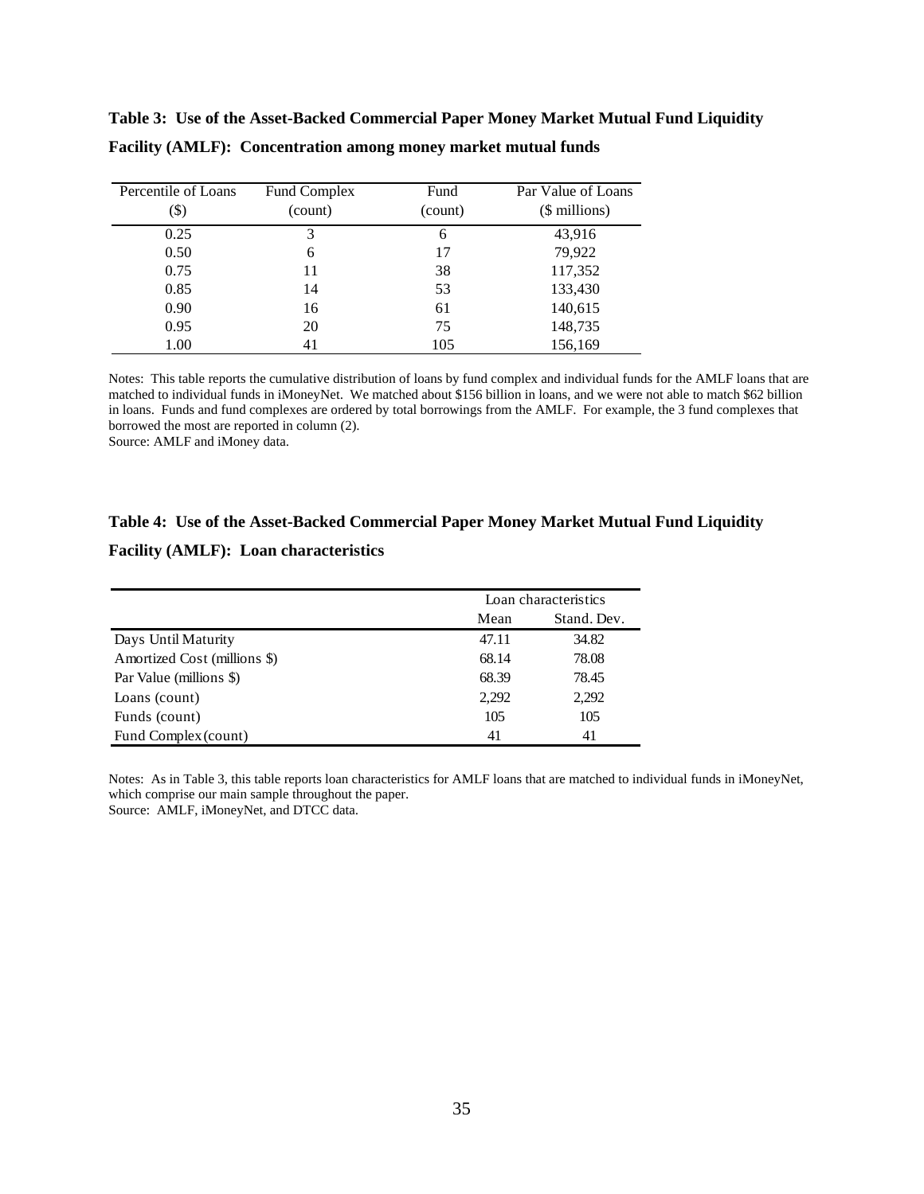**Table 3: Use of the Asset-Backed Commercial Paper Money Market Mutual Fund Liquidity Facility (AMLF): Concentration among money market mutual funds**

| Percentile of Loans ($) | Fund Complex (count) | Fund (count) | Par Value of Loans ($ millions) |
|---|---|---|---|
| 0.25 | 3 | 6 | 43,916 |
| 0.50 | 6 | 17 | 79,922 |
| 0.75 | 11 | 38 | 117,352 |
| 0.85 | 14 | 53 | 133,430 |
| 0.90 | 16 | 61 | 140,615 |
| 0.95 | 20 | 75 | 148,735 |
| 1.00 | 41 | 105 | 156,169 |

Notes: This table reports the cumulative distribution of loans by fund complex and individual funds for the AMLF loans that are matched to individual funds in iMoneyNet. We matched about $156 billion in loans, and we were not able to match $62 billion in loans. Funds and fund complexes are ordered by total borrowings from the AMLF. For example, the 3 fund complexes that borrowed the most are reported in column (2).
Source: AMLF and iMoney data.

**Table 4: Use of the Asset-Backed Commercial Paper Money Market Mutual Fund Liquidity Facility (AMLF): Loan characteristics**

| | Loan characteristics | |
|---|---|---|
| | Mean | Stand. Dev. |
| Days Until Maturity | 47.11 | 34.82 |
| Amortized Cost (millions $) | 68.14 | 78.08 |
| Par Value (millions $) | 68.39 | 78.45 |
| Loans (count) | 2,292 | 2,292 |
| Funds (count) | 105 | 105 |
| Fund Complex (count) | 41 | 41 |

Notes: As in Table 3, this table reports loan characteristics for AMLF loans that are matched to individual funds in iMoneyNet, which comprise our main sample throughout the paper.
Source: AMLF, iMoneyNet, and DTCC data.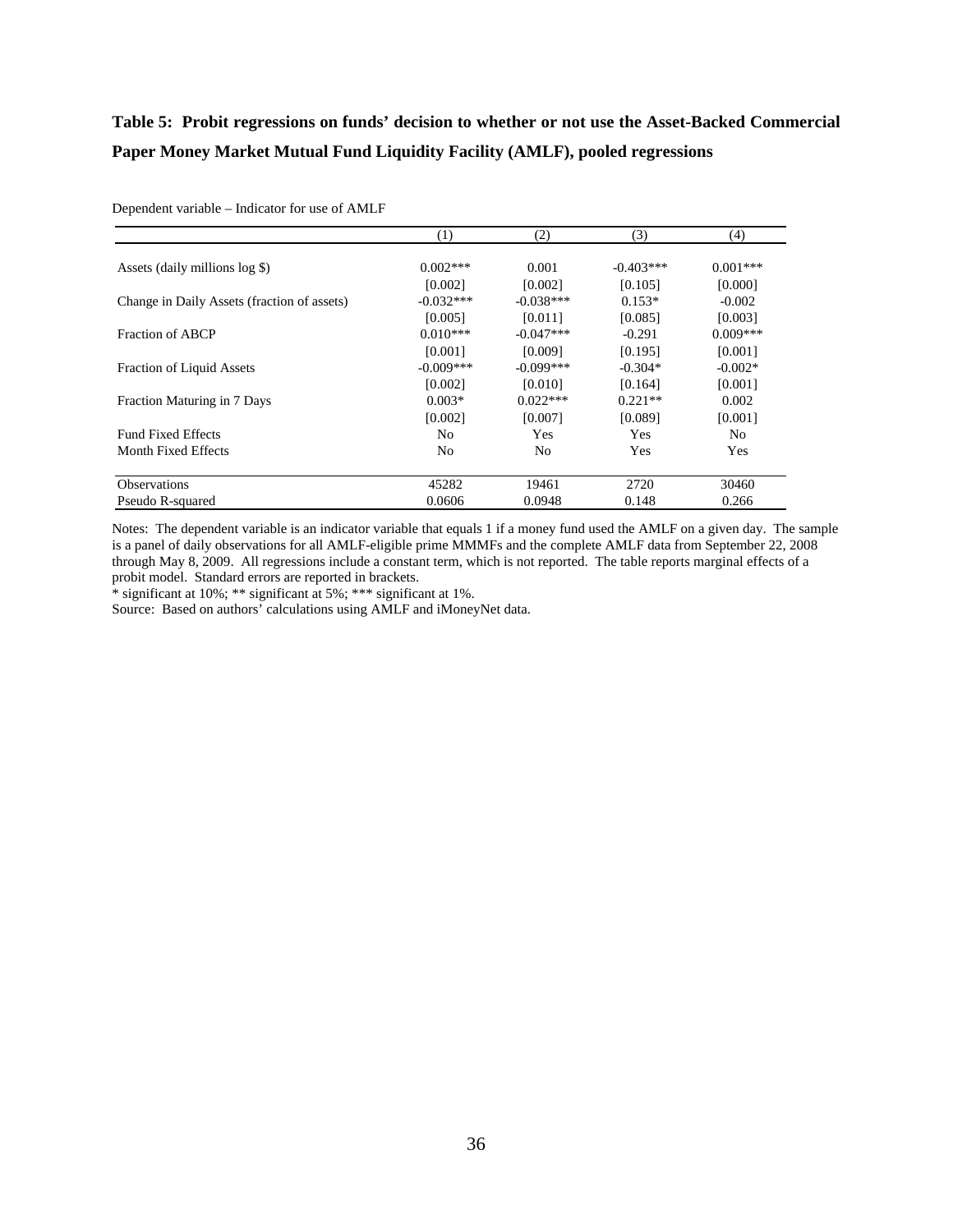**Table 5: Probit regressions on funds' decision to whether or not use the Asset-Backed Commercial Paper Money Market Mutual Fund Liquidity Facility (AMLF), pooled regressions**

Dependent variable – Indicator for use of AMLF

| | (1) | (2) | (3) | (4) |
|---|---|---|---|---|
| Assets (daily millions log $) | 0.002*** | 0.001 | -0.403*** | 0.001*** |
| | [0.002] | [0.002] | [0.105] | [0.000] |
| Change in Daily Assets (fraction of assets) | -0.032*** | -0.038*** | 0.153* | -0.002 |
| | [0.005] | [0.011] | [0.085] | [0.003] |
| Fraction of ABCP | 0.010*** | -0.047*** | -0.291 | 0.009*** |
| | [0.001] | [0.009] | [0.195] | [0.001] |
| Fraction of Liquid Assets | -0.009*** | -0.099*** | -0.304* | -0.002* |
| | [0.002] | [0.010] | [0.164] | [0.001] |
| Fraction Maturing in 7 Days | 0.003* | 0.022*** | 0.221** | 0.002 |
| | [0.002] | [0.007] | [0.089] | [0.001] |
| Fund Fixed Effects | No | Yes | Yes | No |
| Month Fixed Effects | No | No | Yes | Yes |
| Observations | 45282 | 19461 | 2720 | 30460 |
| Pseudo R-squared | 0.0606 | 0.0948 | 0.148 | 0.266 |

Notes: The dependent variable is an indicator variable that equals 1 if a money fund used the AMLF on a given day. The sample is a panel of daily observations for all AMLF-eligible prime MMMFs and the complete AMLF data from September 22, 2008 through May 8, 2009. All regressions include a constant term, which is not reported. The table reports marginal effects of a probit model. Standard errors are reported in brackets.

* significant at 10%; ** significant at 5%; *** significant at 1%.

Source: Based on authors' calculations using AMLF and iMoneyNet data.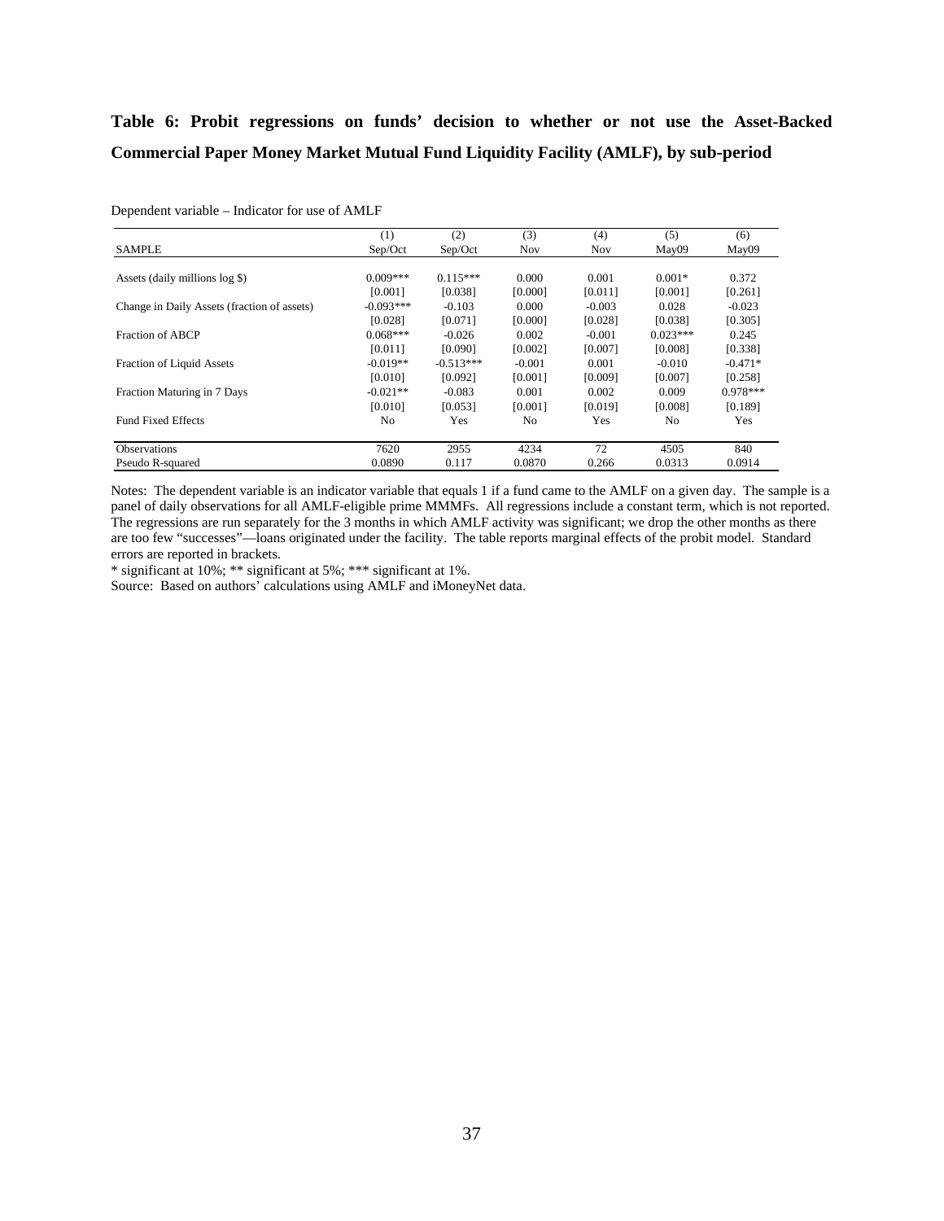**Table 6: Probit regressions on funds' decision to whether or not use the Asset-Backed Commercial Paper Money Market Mutual Fund Liquidity Facility (AMLF), by sub-period**

Dependent variable – Indicator for use of AMLF

| | (1) | (2) | (3) | (4) | (5) | (6) |
|---|---|---|---|---|---|---|
| SAMPLE | Sep/Oct | Sep/Oct | Nov | Nov | May09 | May09 |
| Assets (daily millions log $) | 0.009*** | 0.115*** | 0.000 | 0.001 | 0.001* | 0.372 |
| | [0.001] | [0.038] | [0.000] | [0.011] | [0.001] | [0.261] |
| Change in Daily Assets (fraction of assets) | -0.093*** | -0.103 | 0.000 | -0.003 | 0.028 | -0.023 |
| | [0.028] | [0.071] | [0.000] | [0.028] | [0.038] | [0.305] |
| Fraction of ABCP | 0.068*** | -0.026 | 0.002 | -0.001 | 0.023*** | 0.245 |
| | [0.011] | [0.090] | [0.002] | [0.007] | [0.008] | [0.338] |
| Fraction of Liquid Assets | -0.019** | -0.513*** | -0.001 | 0.001 | -0.010 | -0.471* |
| | [0.010] | [0.092] | [0.001] | [0.009] | [0.007] | [0.258] |
| Fraction Maturing in 7 Days | -0.021** | -0.083 | 0.001 | 0.002 | 0.009 | 0.978*** |
| | [0.010] | [0.053] | [0.001] | [0.019] | [0.008] | [0.189] |
| Fund Fixed Effects | No | Yes | No | Yes | No | Yes |
| Observations | 7620 | 2955 | 4234 | 72 | 4505 | 840 |
| Pseudo R-squared | 0.0890 | 0.117 | 0.0870 | 0.266 | 0.0313 | 0.0914 |

Notes: The dependent variable is an indicator variable that equals 1 if a fund came to the AMLF on a given day. The sample is a panel of daily observations for all AMLF-eligible prime MMMFs. All regressions include a constant term, which is not reported. The regressions are run separately for the 3 months in which AMLF activity was significant; we drop the other months as there are too few "successes"—loans originated under the facility. The table reports marginal effects of the probit model. Standard errors are reported in brackets.

* significant at 10%; ** significant at 5%; *** significant at 1%.

Source: Based on authors' calculations using AMLF and iMoneyNet data.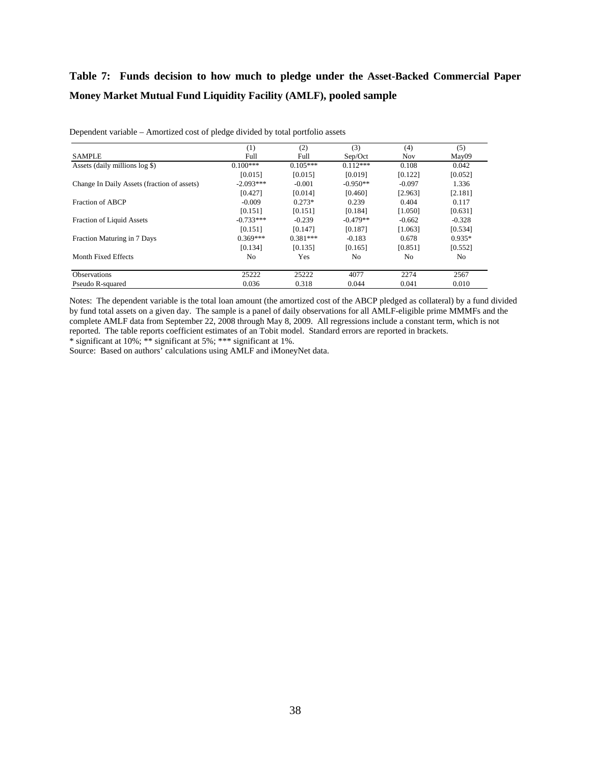**Table 7: Funds decision to how much to pledge under the Asset-Backed Commercial Paper Money Market Mutual Fund Liquidity Facility (AMLF), pooled sample**

Dependent variable – Amortized cost of pledge divided by total portfolio assets

| SAMPLE | (1) Full | (2) Full | (3) Sep/Oct | (4) Nov | (5) May09 |
|---|---|---|---|---|---|
| Assets (daily millions log $) | 0.100*** | 0.105*** | 0.112*** | 0.108 | 0.042 |
| | [0.015] | [0.015] | [0.019] | [0.122] | [0.052] |
| Change In Daily Assets (fraction of assets) | -2.093*** | -0.001 | -0.950** | -0.097 | 1.336 |
| | [0.427] | [0.014] | [0.460] | [2.963] | [2.181] |
| Fraction of ABCP | -0.009 | 0.273* | 0.239 | 0.404 | 0.117 |
| | [0.151] | [0.151] | [0.184] | [1.050] | [0.631] |
| Fraction of Liquid Assets | -0.733*** | -0.239 | -0.479** | -0.662 | -0.328 |
| | [0.151] | [0.147] | [0.187] | [1.063] | [0.534] |
| Fraction Maturing in 7 Days | 0.369*** | 0.381*** | -0.183 | 0.678 | 0.935* |
| | [0.134] | [0.135] | [0.165] | [0.851] | [0.552] |
| Month Fixed Effects | No | Yes | No | No | No |
| Observations | 25222 | 25222 | 4077 | 2274 | 2567 |
| Pseudo R-squared | 0.036 | 0.318 | 0.044 | 0.041 | 0.010 |

Notes: The dependent variable is the total loan amount (the amortized cost of the ABCP pledged as collateral) by a fund divided by fund total assets on a given day. The sample is a panel of daily observations for all AMLF-eligible prime MMMFs and the complete AMLF data from September 22, 2008 through May 8, 2009. All regressions include a constant term, which is not reported. The table reports coefficient estimates of an Tobit model. Standard errors are reported in brackets.
* significant at 10%; ** significant at 5%; *** significant at 1%.
Source: Based on authors' calculations using AMLF and iMoneyNet data.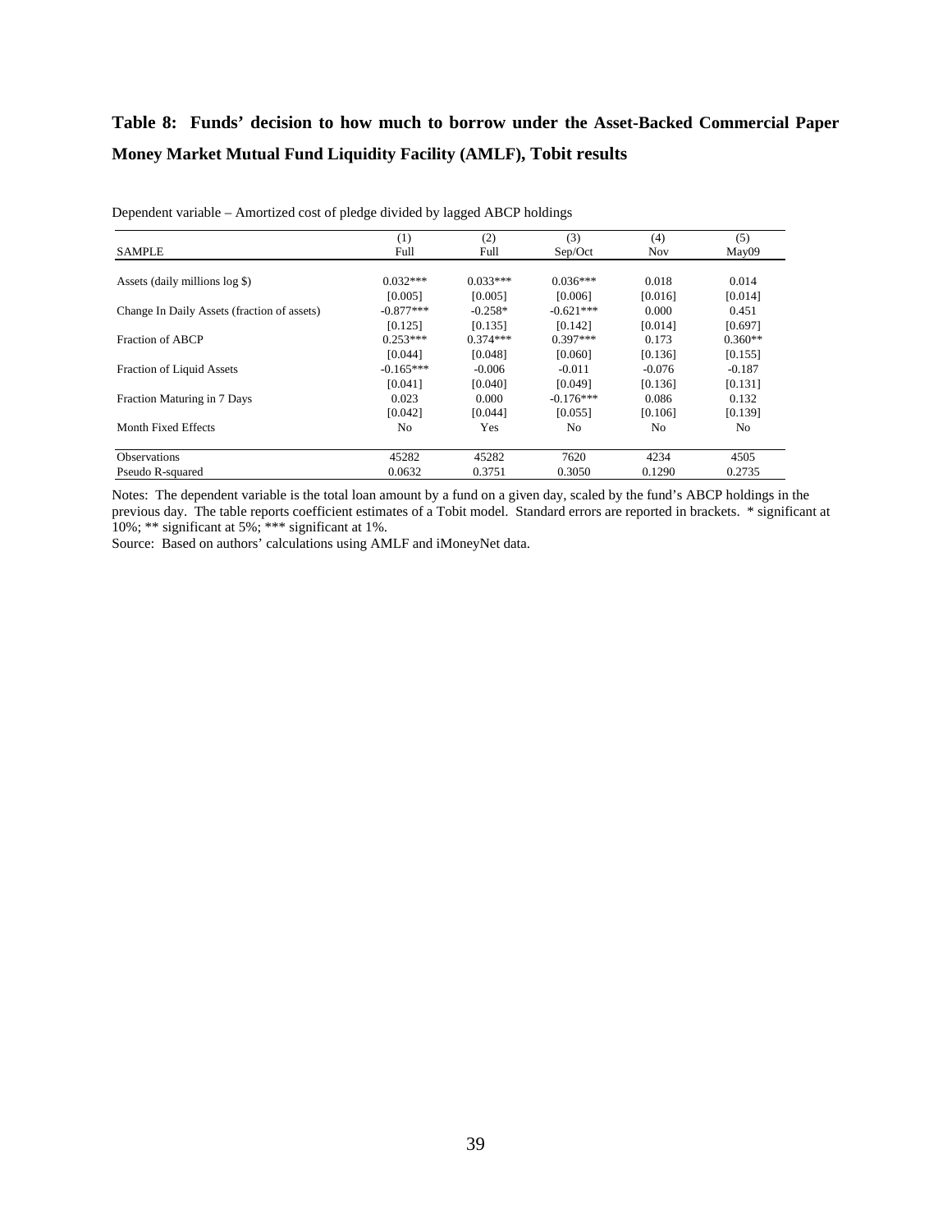**Table 8: Funds' decision to how much to borrow under the Asset-Backed Commercial Paper Money Market Mutual Fund Liquidity Facility (AMLF), Tobit results**

Dependent variable – Amortized cost of pledge divided by lagged ABCP holdings

| | (1) | (2) | (3) | (4) | (5) |
|---|---|---|---|---|---|
| SAMPLE | Full | Full | Sep/Oct | Nov | May09 |
| Assets (daily millions log $) | 0.032*** | 0.033*** | 0.036*** | 0.018 | 0.014 |
| | [0.005] | [0.005] | [0.006] | [0.016] | [0.014] |
| Change In Daily Assets (fraction of assets) | -0.877*** | -0.258* | -0.621*** | 0.000 | 0.451 |
| | [0.125] | [0.135] | [0.142] | [0.014] | [0.697] |
| Fraction of ABCP | 0.253*** | 0.374*** | 0.397*** | 0.173 | 0.360** |
| | [0.044] | [0.048] | [0.060] | [0.136] | [0.155] |
| Fraction of Liquid Assets | -0.165*** | -0.006 | -0.011 | -0.076 | -0.187 |
| | [0.041] | [0.040] | [0.049] | [0.136] | [0.131] |
| Fraction Maturing in 7 Days | 0.023 | 0.000 | -0.176*** | 0.086 | 0.132 |
| | [0.042] | [0.044] | [0.055] | [0.106] | [0.139] |
| Month Fixed Effects | No | Yes | No | No | No |
| Observations | 45282 | 45282 | 7620 | 4234 | 4505 |
| Pseudo R-squared | 0.0632 | 0.3751 | 0.3050 | 0.1290 | 0.2735 |

Notes: The dependent variable is the total loan amount by a fund on a given day, scaled by the fund's ABCP holdings in the previous day. The table reports coefficient estimates of a Tobit model. Standard errors are reported in brackets. * significant at 10%; ** significant at 5%; *** significant at 1%.

Source: Based on authors' calculations using AMLF and iMoneyNet data.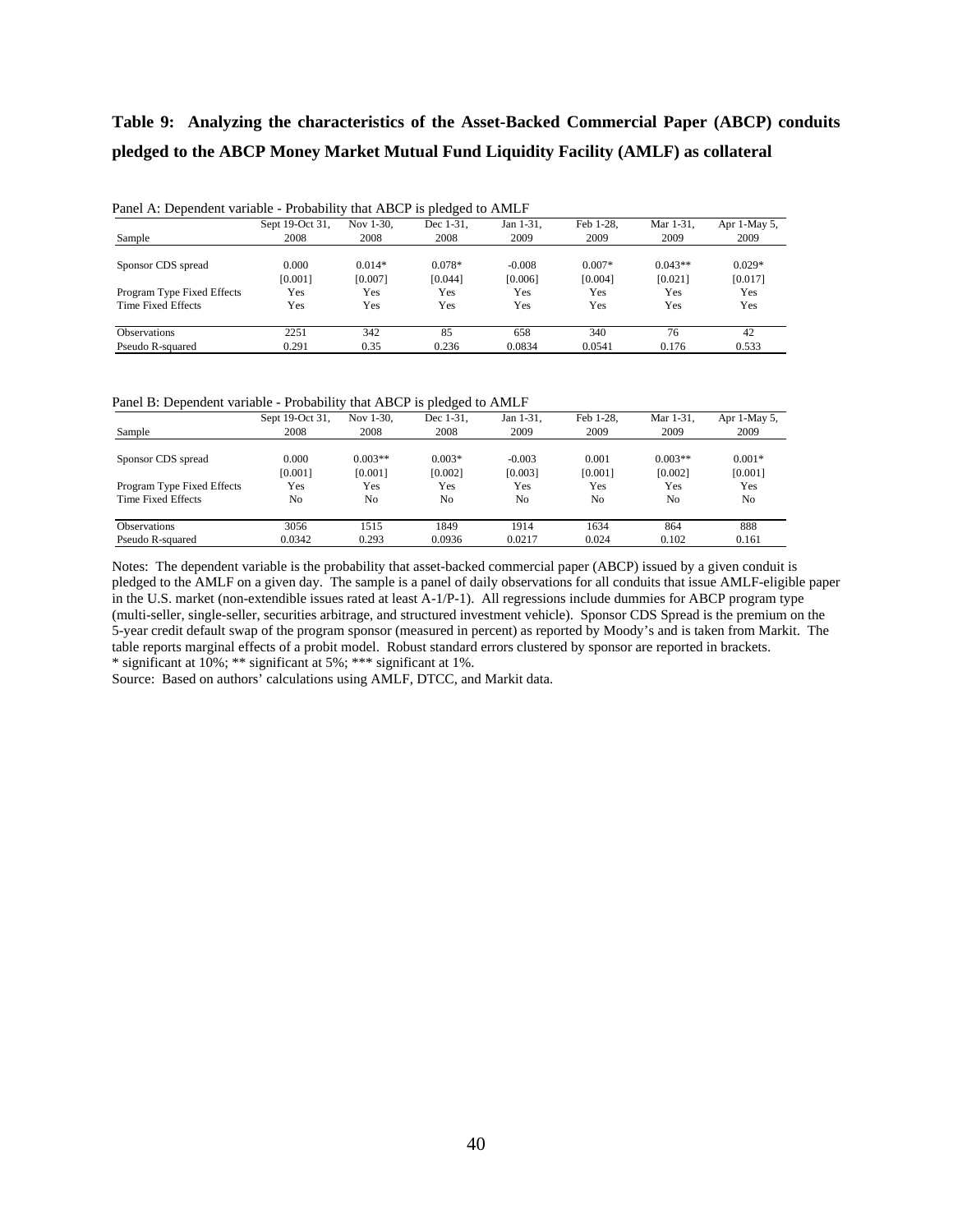**Table 9: Analyzing the characteristics of the Asset-Backed Commercial Paper (ABCP) conduits pledged to the ABCP Money Market Mutual Fund Liquidity Facility (AMLF) as collateral**

Panel A: Dependent variable - Probability that ABCP is pledged to AMLF

| Sample | Sept 19-Oct 31, 2008 | Nov 1-30, 2008 | Dec 1-31, 2008 | Jan 1-31, 2009 | Feb 1-28, 2009 | Mar 1-31, 2009 | Apr 1-May 5, 2009 |
|---|---|---|---|---|---|---|---|
| Sponsor CDS spread | 0.000 | 0.014* | 0.078* | -0.008 | 0.007* | 0.043** | 0.029* |
| | [0.001] | [0.007] | [0.044] | [0.006] | [0.004] | [0.021] | [0.017] |
| Program Type Fixed Effects | Yes | Yes | Yes | Yes | Yes | Yes | Yes |
| Time Fixed Effects | Yes | Yes | Yes | Yes | Yes | Yes | Yes |
| Observations | 2251 | 342 | 85 | 658 | 340 | 76 | 42 |
| Pseudo R-squared | 0.291 | 0.35 | 0.236 | 0.0834 | 0.0541 | 0.176 | 0.533 |

Panel B: Dependent variable - Probability that ABCP is pledged to AMLF

| Sample | Sept 19-Oct 31, 2008 | Nov 1-30, 2008 | Dec 1-31, 2008 | Jan 1-31, 2009 | Feb 1-28, 2009 | Mar 1-31, 2009 | Apr 1-May 5, 2009 |
|---|---|---|---|---|---|---|---|
| Sponsor CDS spread | 0.000 | 0.003** | 0.003* | -0.003 | 0.001 | 0.003** | 0.001* |
| | [0.001] | [0.001] | [0.002] | [0.003] | [0.001] | [0.002] | [0.001] |
| Program Type Fixed Effects | Yes | Yes | Yes | Yes | Yes | Yes | Yes |
| Time Fixed Effects | No | No | No | No | No | No | No |
| Observations | 3056 | 1515 | 1849 | 1914 | 1634 | 864 | 888 |
| Pseudo R-squared | 0.0342 | 0.293 | 0.0936 | 0.0217 | 0.024 | 0.102 | 0.161 |

Notes: The dependent variable is the probability that asset-backed commercial paper (ABCP) issued by a given conduit is pledged to the AMLF on a given day. The sample is a panel of daily observations for all conduits that issue AMLF-eligible paper in the U.S. market (non-extendible issues rated at least A-1/P-1). All regressions include dummies for ABCP program type (multi-seller, single-seller, securities arbitrage, and structured investment vehicle). Sponsor CDS Spread is the premium on the 5-year credit default swap of the program sponsor (measured in percent) as reported by Moody's and is taken from Markit. The table reports marginal effects of a probit model. Robust standard errors clustered by sponsor are reported in brackets.
* significant at 10%; ** significant at 5%; *** significant at 1%.
Source: Based on authors' calculations using AMLF, DTCC, and Markit data.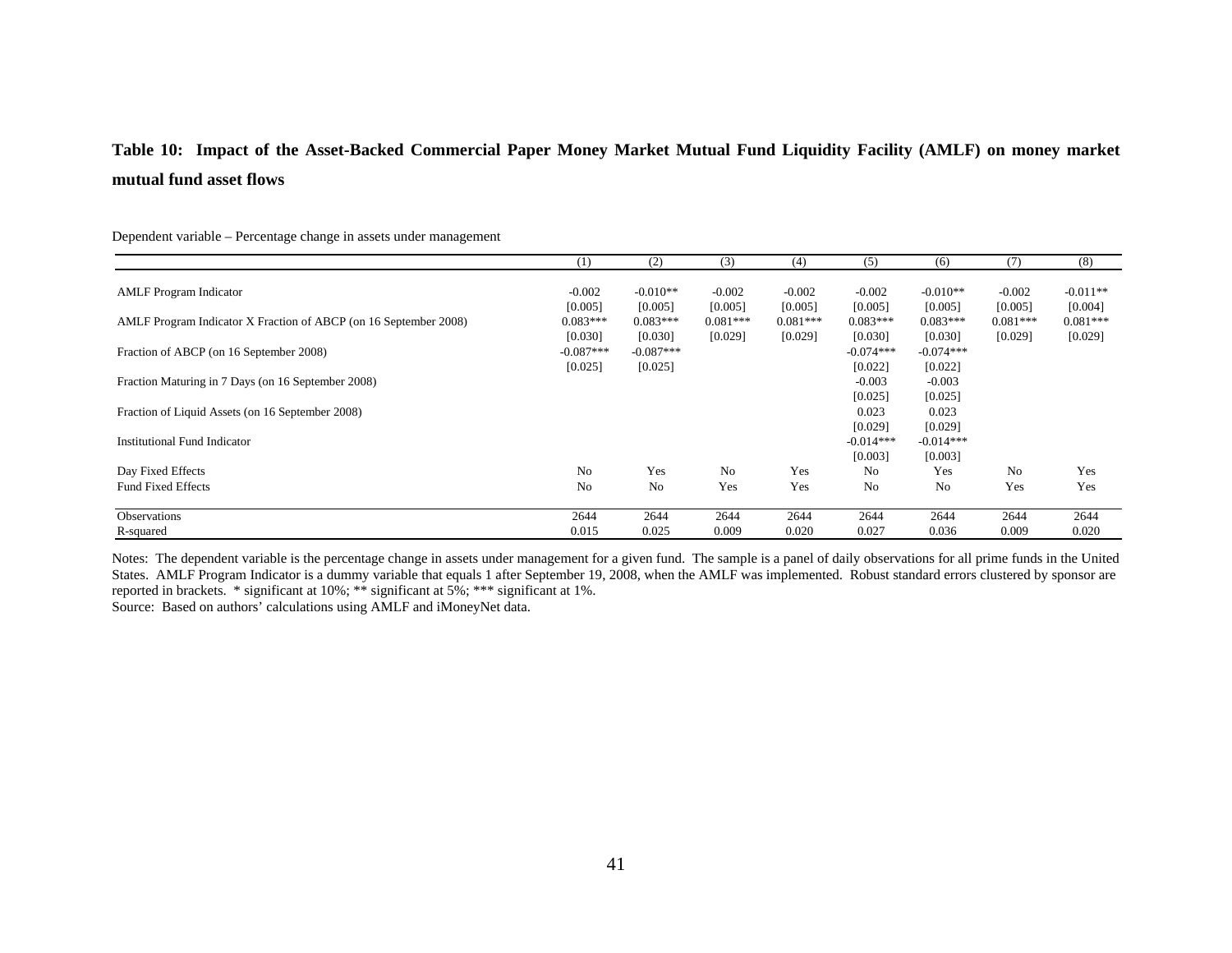**Table 10: Impact of the Asset-Backed Commercial Paper Money Market Mutual Fund Liquidity Facility (AMLF) on money market mutual fund asset flows**

Dependent variable – Percentage change in assets under management

| | (1) | (2) | (3) | (4) | (5) | (6) | (7) | (8) |
|---|---|---|---|---|---|---|---|---|
| AMLF Program Indicator | -0.002 | -0.010** | -0.002 | -0.002 | -0.002 | -0.010** | -0.002 | -0.011** |
| | [0.005] | [0.005] | [0.005] | [0.005] | [0.005] | [0.005] | [0.005] | [0.004] |
| AMLF Program Indicator X Fraction of ABCP (on 16 September 2008) | 0.083*** | 0.083*** | 0.081*** | 0.081*** | 0.083*** | 0.083*** | 0.081*** | 0.081*** |
| | [0.030] | [0.030] | [0.029] | [0.029] | [0.030] | [0.030] | [0.029] | [0.029] |
| Fraction of ABCP (on 16 September 2008) | -0.087*** | -0.087*** | | | -0.074*** | -0.074*** | | |
| | [0.025] | [0.025] | | | [0.022] | [0.022] | | |
| Fraction Maturing in 7 Days (on 16 September 2008) | | | | | -0.003 | -0.003 | | |
| | | | | | [0.025] | [0.025] | | |
| Fraction of Liquid Assets (on 16 September 2008) | | | | | 0.023 | 0.023 | | |
| | | | | | [0.029] | [0.029] | | |
| Institutional Fund Indicator | | | | | -0.014*** | -0.014*** | | |
| | | | | | [0.003] | [0.003] | | |
| Day Fixed Effects | No | Yes | No | Yes | No | Yes | No | Yes |
| Fund Fixed Effects | No | No | Yes | Yes | No | No | Yes | Yes |
| Observations | 2644 | 2644 | 2644 | 2644 | 2644 | 2644 | 2644 | 2644 |
| R-squared | 0.015 | 0.025 | 0.009 | 0.020 | 0.027 | 0.036 | 0.009 | 0.020 |

Notes: The dependent variable is the percentage change in assets under management for a given fund. The sample is a panel of daily observations for all prime funds in the United States. AMLF Program Indicator is a dummy variable that equals 1 after September 19, 2008, when the AMLF was implemented. Robust standard errors clustered by sponsor are reported in brackets. * significant at 10%; ** significant at 5%; *** significant at 1%.

Source: Based on authors' calculations using AMLF and iMoneyNet data.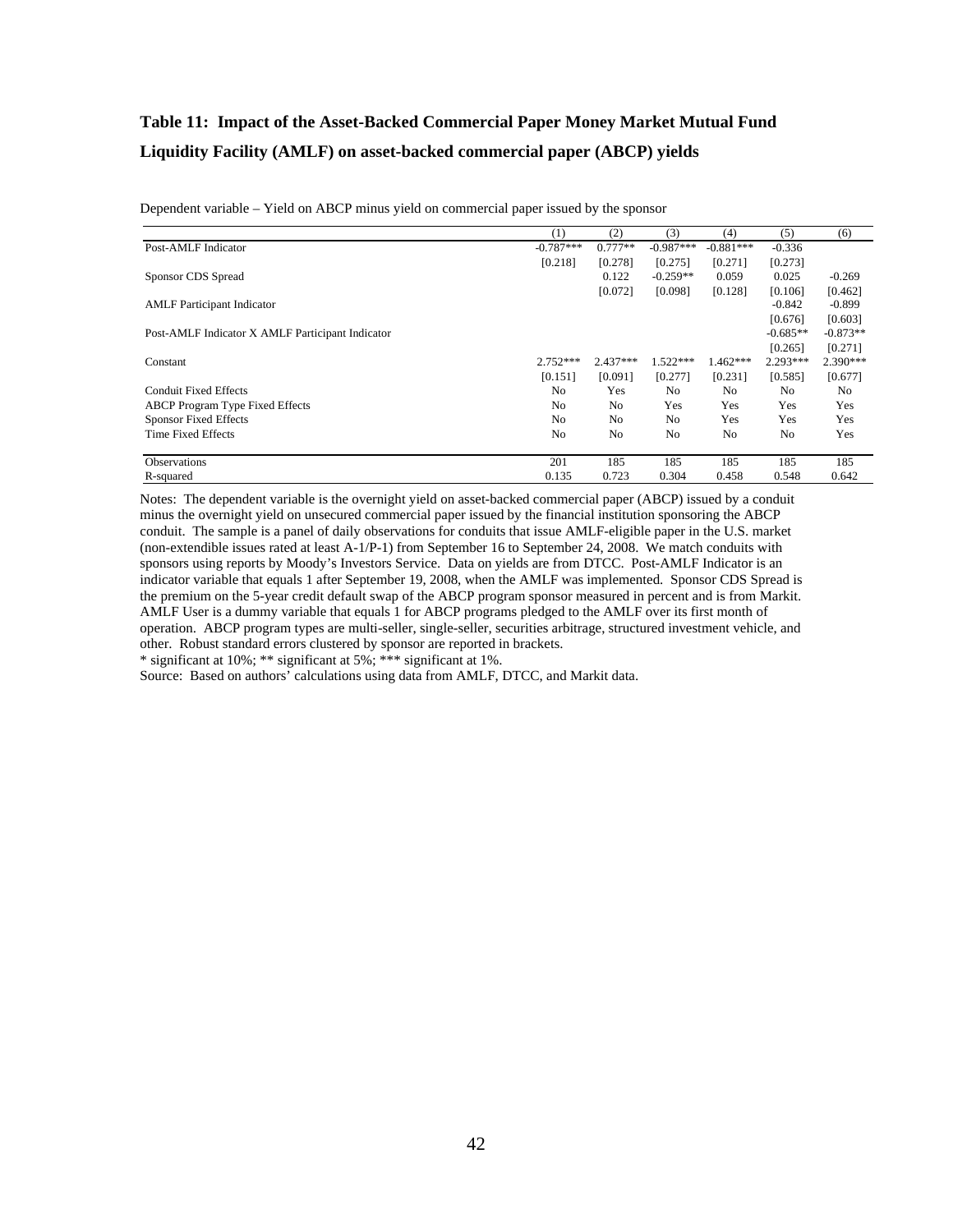**Table 11: Impact of the Asset-Backed Commercial Paper Money Market Mutual Fund Liquidity Facility (AMLF) on asset-backed commercial paper (ABCP) yields**

Dependent variable – Yield on ABCP minus yield on commercial paper issued by the sponsor

| | (1) | (2) | (3) | (4) | (5) | (6) |
|---|---|---|---|---|---|---|
| Post-AMLF Indicator | -0.787*** | 0.777** | -0.987*** | -0.881*** | -0.336 | |
| | [0.218] | [0.278] | [0.275] | [0.271] | [0.273] | |
| Sponsor CDS Spread | | 0.122 | -0.259** | 0.059 | 0.025 | -0.269 |
| | | [0.072] | [0.098] | [0.128] | [0.106] | [0.462] |
| AMLF Participant Indicator | | | | | -0.842 | -0.899 |
| | | | | | [0.676] | [0.603] |
| Post-AMLF Indicator X AMLF Participant Indicator | | | | | -0.685** | -0.873** |
| | | | | | [0.265] | [0.271] |
| Constant | 2.752*** | 2.437*** | 1.522*** | 1.462*** | 2.293*** | 2.390*** |
| | [0.151] | [0.091] | [0.277] | [0.231] | [0.585] | [0.677] |
| Conduit Fixed Effects | No | Yes | No | No | No | No |
| ABCP Program Type Fixed Effects | No | No | Yes | Yes | Yes | Yes |
| Sponsor Fixed Effects | No | No | No | Yes | Yes | Yes |
| Time Fixed Effects | No | No | No | No | No | Yes |
| Observations | 201 | 185 | 185 | 185 | 185 | 185 |
| R-squared | 0.135 | 0.723 | 0.304 | 0.458 | 0.548 | 0.642 |

Notes: The dependent variable is the overnight yield on asset-backed commercial paper (ABCP) issued by a conduit minus the overnight yield on unsecured commercial paper issued by the financial institution sponsoring the ABCP conduit. The sample is a panel of daily observations for conduits that issue AMLF-eligible paper in the U.S. market (non-extendible issues rated at least A-1/P-1) from September 16 to September 24, 2008. We match conduits with sponsors using reports by Moody's Investors Service. Data on yields are from DTCC. Post-AMLF Indicator is an indicator variable that equals 1 after September 19, 2008, when the AMLF was implemented. Sponsor CDS Spread is the premium on the 5-year credit default swap of the ABCP program sponsor measured in percent and is from Markit. AMLF User is a dummy variable that equals 1 for ABCP programs pledged to the AMLF over its first month of operation. ABCP program types are multi-seller, single-seller, securities arbitrage, structured investment vehicle, and other. Robust standard errors clustered by sponsor are reported in brackets.

\* significant at 10%; ** significant at 5%; *** significant at 1%.

Source: Based on authors' calculations using data from AMLF, DTCC, and Markit data.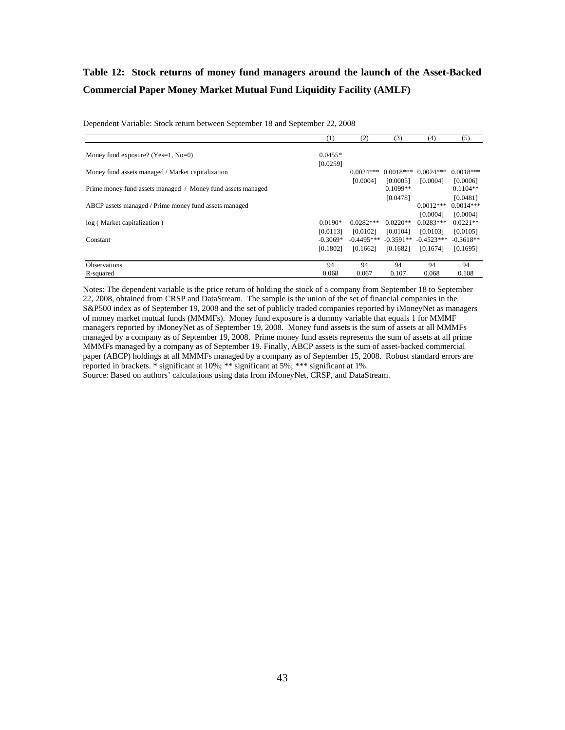## Table 12: Stock returns of money fund managers around the launch of the Asset-Backed Commercial Paper Money Market Mutual Fund Liquidity Facility (AMLF)

Dependent Variable: Stock return between September 18 and September 22, 2008

| | (1) | (2) | (3) | (4) | (5) |
|---|---|---|---|---|---|
| Money fund exposure? (Yes=1, No=0) | 0.0455* | | | | |
| | [0.0259] | | | | |
| Money fund assets managed / Market capitalization | | 0.0024*** | 0.0018*** | 0.0024*** | 0.0018*** |
| | | [0.0004] | [0.0005] | [0.0004] | [0.0006] |
| Prime money fund assets managed / Money fund assets managed | | | 0.1099** | | 0.1104** |
| | | | [0.0478] | | [0.0481] |
| ABCP assets managed / Prime money fund assets managed | | | | 0.0012*** | 0.0014*** |
| | | | | [0.0004] | [0.0004] |
| log ( Market capitalization ) | 0.0190* | 0.0282*** | 0.0220** | 0.0283*** | 0.0221** |
| | [0.0113] | [0.0102] | [0.0104] | [0.0103] | [0.0105] |
| Constant | -0.3069* | -0.4495*** | -0.3591** | -0.4523*** | -0.3618** |
| | [0.1802] | [0.1662] | [0.1682] | [0.1674] | [0.1695] |
| Observations | 94 | 94 | 94 | 94 | 94 |
| R-squared | 0.068 | 0.067 | 0.107 | 0.068 | 0.108 |

Notes: The dependent variable is the price return of holding the stock of a company from September 18 to September 22, 2008, obtained from CRSP and DataStream. The sample is the union of the set of financial companies in the S&P500 index as of September 19, 2008 and the set of publicly traded companies reported by iMoneyNet as managers of money market mutual funds (MMMFs). Money fund exposure is a dummy variable that equals 1 for MMMF managers reported by iMoneyNet as of September 19, 2008. Money fund assets is the sum of assets at all MMMFs managed by a company as of September 19, 2008. Prime money fund assets represents the sum of assets at all prime MMMFs managed by a company as of September 19. Finally, ABCP assets is the sum of asset-backed commercial paper (ABCP) holdings at all MMMFs managed by a company as of September 15, 2008. Robust standard errors are reported in brackets. * significant at 10%; ** significant at 5%; *** significant at 1%.

Source: Based on authors' calculations using data from iMoneyNet, CRSP, and DataStream.